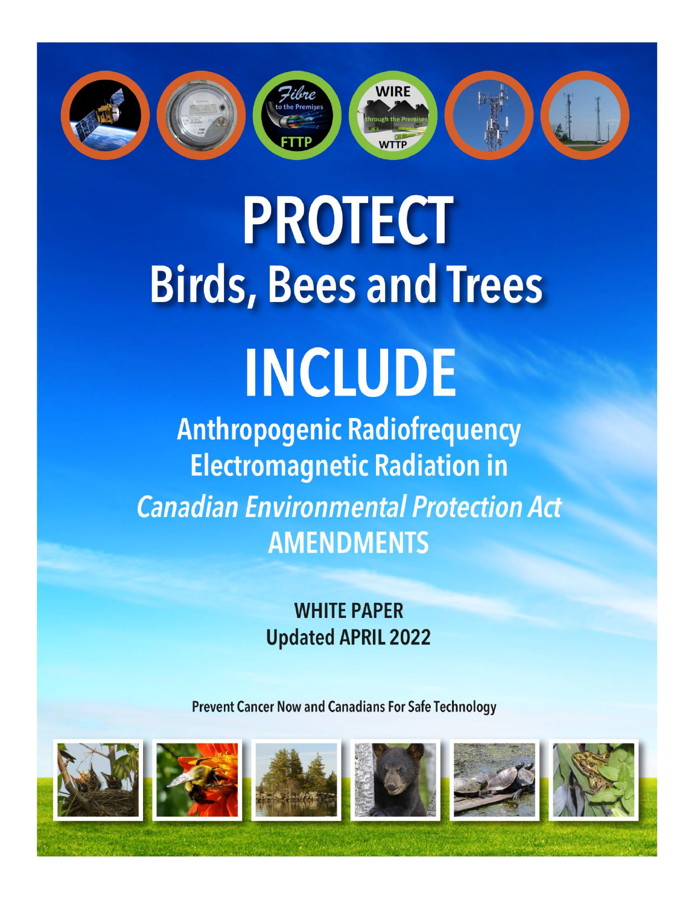# PROTECT

## Birds, Bees and Trees

# INCLUDE

## Anthropogenic Radiofrequency Electromagnetic Radiation in *Canadian Environmental Protection Act* AMENDMENTS

**WHITE PAPER**
**Updated APRIL 2022**

Prevent Cancer Now and Canadians For Safe Technology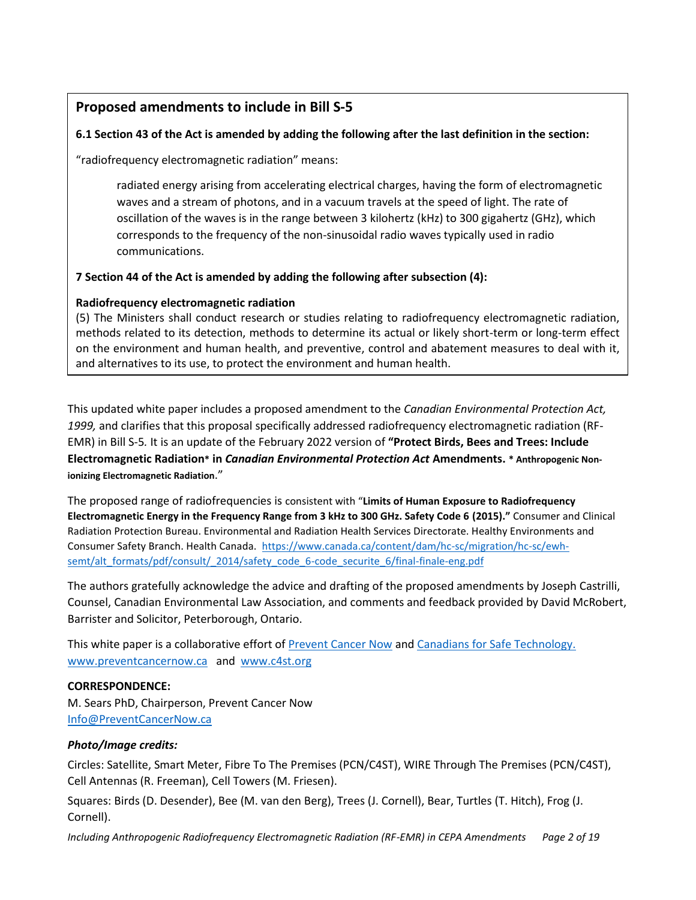## Proposed amendments to include in Bill S-5

**6.1 Section 43 of the Act is amended by adding the following after the last definition in the section:**

"radiofrequency electromagnetic radiation" means:

> radiated energy arising from accelerating electrical charges, having the form of electromagnetic waves and a stream of photons, and in a vacuum travels at the speed of light. The rate of oscillation of the waves is in the range between 3 kilohertz (kHz) to 300 gigahertz (GHz), which corresponds to the frequency of the non-sinusoidal radio waves typically used in radio communications.

**7 Section 44 of the Act is amended by adding the following after subsection (4):**

**Radiofrequency electromagnetic radiation**

(5) The Ministers shall conduct research or studies relating to radiofrequency electromagnetic radiation, methods related to its detection, methods to determine its actual or likely short-term or long-term effect on the environment and human health, and preventive, control and abatement measures to deal with it, and alternatives to its use, to protect the environment and human health.

This updated white paper includes a proposed amendment to the *Canadian Environmental Protection Act, 1999,* and clarifies that this proposal specifically addressed radiofrequency electromagnetic radiation (RF-EMR) in Bill S-5. It is an update of the February 2022 version of **"Protect Birds, Bees and Trees: Include Electromagnetic Radiation* in *Canadian Environmental Protection Act* Amendments. * Anthropogenic Non-ionizing Electromagnetic Radiation.**"

The proposed range of radiofrequencies is consistent with "**Limits of Human Exposure to Radiofrequency Electromagnetic Energy in the Frequency Range from 3 kHz to 300 GHz. Safety Code 6 (2015).**" Consumer and Clinical Radiation Protection Bureau. Environmental and Radiation Health Services Directorate. Healthy Environments and Consumer Safety Branch. Health Canada. https://www.canada.ca/content/dam/hc-sc/migration/hc-sc/ewh-semt/alt_formats/pdf/consult/_2014/safety_code_6-code_securite_6/final-finale-eng.pdf

The authors gratefully acknowledge the advice and drafting of the proposed amendments by Joseph Castrilli, Counsel, Canadian Environmental Law Association, and comments and feedback provided by David McRobert, Barrister and Solicitor, Peterborough, Ontario.

This white paper is a collaborative effort of Prevent Cancer Now and Canadians for Safe Technology. www.preventcancernow.ca and www.c4st.org

**CORRESPONDENCE:**
M. Sears PhD, Chairperson, Prevent Cancer Now
Info@PreventCancerNow.ca

***Photo/Image credits:***

Circles: Satellite, Smart Meter, Fibre To The Premises (PCN/C4ST), WIRE Through The Premises (PCN/C4ST), Cell Antennas (R. Freeman), Cell Towers (M. Friesen).

Squares: Birds (D. Desender), Bee (M. van den Berg), Trees (J. Cornell), Bear, Turtles (T. Hitch), Frog (J. Cornell).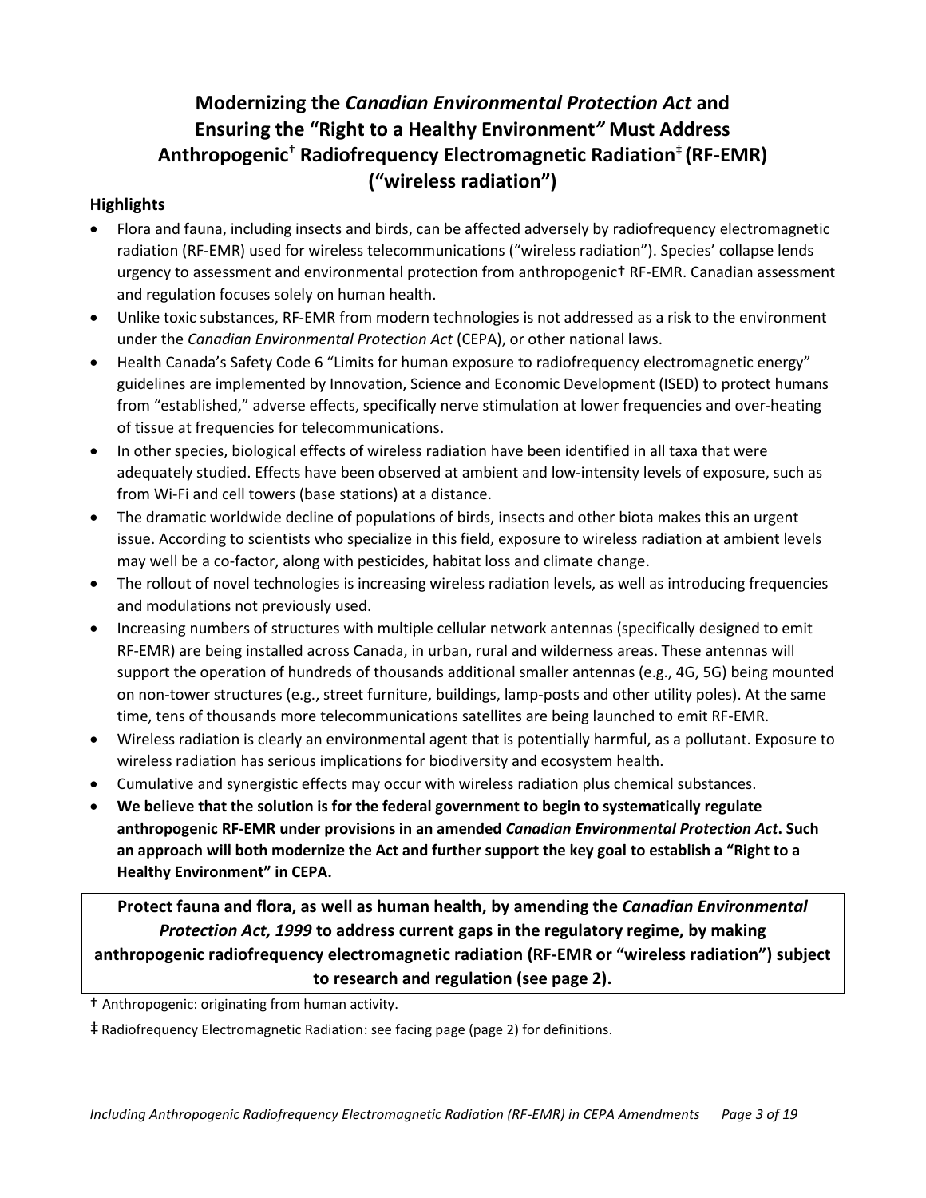# Modernizing the *Canadian Environmental Protection Act* and Ensuring the "Right to a Healthy Environment*"* Must Address Anthropogenic† Radiofrequency Electromagnetic Radiation‡ (RF-EMR) ("wireless radiation")

## Highlights

- Flora and fauna, including insects and birds, can be affected adversely by radiofrequency electromagnetic radiation (RF-EMR) used for wireless telecommunications ("wireless radiation"). Species' collapse lends urgency to assessment and environmental protection from anthropogenic† RF-EMR. Canadian assessment and regulation focuses solely on human health.
- Unlike toxic substances, RF-EMR from modern technologies is not addressed as a risk to the environment under the *Canadian Environmental Protection Act* (CEPA), or other national laws.
- Health Canada's Safety Code 6 "Limits for human exposure to radiofrequency electromagnetic energy" guidelines are implemented by Innovation, Science and Economic Development (ISED) to protect humans from "established," adverse effects, specifically nerve stimulation at lower frequencies and over-heating of tissue at frequencies for telecommunications.
- In other species, biological effects of wireless radiation have been identified in all taxa that were adequately studied. Effects have been observed at ambient and low-intensity levels of exposure, such as from Wi-Fi and cell towers (base stations) at a distance.
- The dramatic worldwide decline of populations of birds, insects and other biota makes this an urgent issue. According to scientists who specialize in this field, exposure to wireless radiation at ambient levels may well be a co-factor, along with pesticides, habitat loss and climate change.
- The rollout of novel technologies is increasing wireless radiation levels, as well as introducing frequencies and modulations not previously used.
- Increasing numbers of structures with multiple cellular network antennas (specifically designed to emit RF-EMR) are being installed across Canada, in urban, rural and wilderness areas. These antennas will support the operation of hundreds of thousands additional smaller antennas (e.g., 4G, 5G) being mounted on non-tower structures (e.g., street furniture, buildings, lamp-posts and other utility poles). At the same time, tens of thousands more telecommunications satellites are being launched to emit RF-EMR.
- Wireless radiation is clearly an environmental agent that is potentially harmful, as a pollutant. Exposure to wireless radiation has serious implications for biodiversity and ecosystem health.
- Cumulative and synergistic effects may occur with wireless radiation plus chemical substances.
- **We believe that the solution is for the federal government to begin to systematically regulate anthropogenic RF-EMR under provisions in an amended *Canadian Environmental Protection Act*. Such an approach will both modernize the Act and further support the key goal to establish a "Right to a Healthy Environment" in CEPA.**

**Protect fauna and flora, as well as human health, by amending the *Canadian Environmental Protection Act, 1999* to address current gaps in the regulatory regime, by making anthropogenic radiofrequency electromagnetic radiation (RF-EMR or "wireless radiation") subject to research and regulation (see page 2).**

† Anthropogenic: originating from human activity.

‡ Radiofrequency Electromagnetic Radiation: see facing page (page 2) for definitions.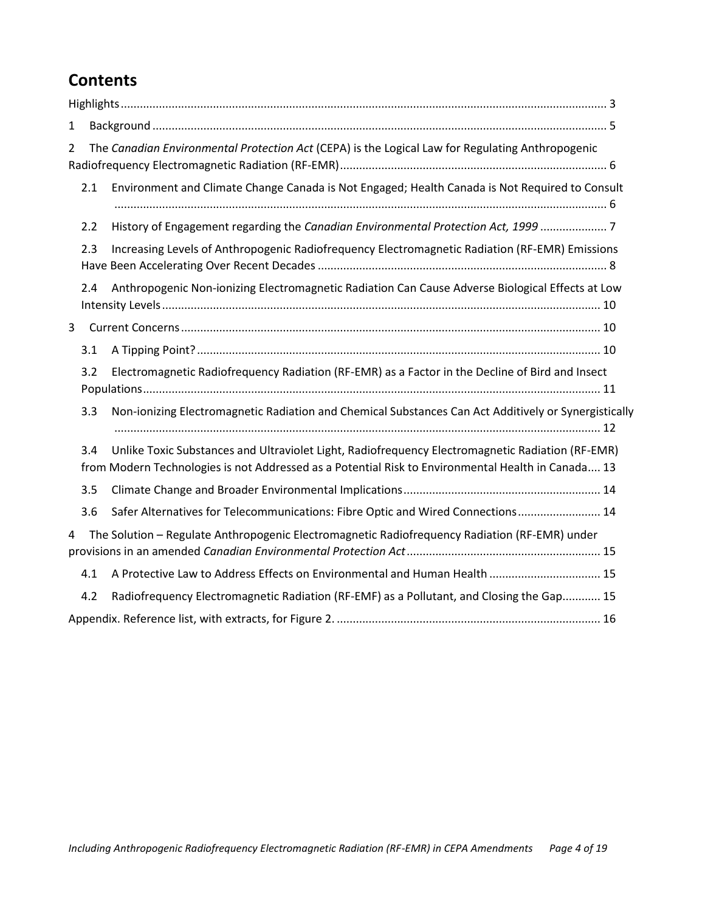# Contents

Highlights ........................................................................................................................................ 3

1 Background ................................................................................................................................ 5

2 The *Canadian Environmental Protection Act* (CEPA) is the Logical Law for Regulating Anthropogenic Radiofrequency Electromagnetic Radiation (RF-EMR) ................................................................................... 6

2.1 Environment and Climate Change Canada is Not Engaged; Health Canada is Not Required to Consult ........................................................................................................................................ 6

2.2 History of Engagement regarding the *Canadian Environmental Protection Act, 1999* ..................... 7

2.3 Increasing Levels of Anthropogenic Radiofrequency Electromagnetic Radiation (RF-EMR) Emissions Have Been Accelerating Over Recent Decades ........................................................................................ 8

2.4 Anthropogenic Non-ionizing Electromagnetic Radiation Can Cause Adverse Biological Effects at Low Intensity Levels ........................................................................................................................................ 10

3 Current Concerns ........................................................................................................................ 10

3.1 A Tipping Point? .......................................................................................................................... 10

3.2 Electromagnetic Radiofrequency Radiation (RF-EMR) as a Factor in the Decline of Bird and Insect Populations ........................................................................................................................................ 11

3.3 Non-ionizing Electromagnetic Radiation and Chemical Substances Can Act Additively or Synergistically ........................................................................................................................................ 12

3.4 Unlike Toxic Substances and Ultraviolet Light, Radiofrequency Electromagnetic Radiation (RF-EMR) from Modern Technologies is not Addressed as a Potential Risk to Environmental Health in Canada .... 13

3.5 Climate Change and Broader Environmental Implications ............................................................. 14

3.6 Safer Alternatives for Telecommunications: Fibre Optic and Wired Connections .......................... 14

4 The Solution – Regulate Anthropogenic Electromagnetic Radiofrequency Radiation (RF-EMR) under provisions in an amended *Canadian Environmental Protection Act* ............................................................ 15

4.1 A Protective Law to Address Effects on Environmental and Human Health ................................... 15

4.2 Radiofrequency Electromagnetic Radiation (RF-EMF) as a Pollutant, and Closing the Gap ............ 15

Appendix. Reference list, with extracts, for Figure 2. .................................................................................. 16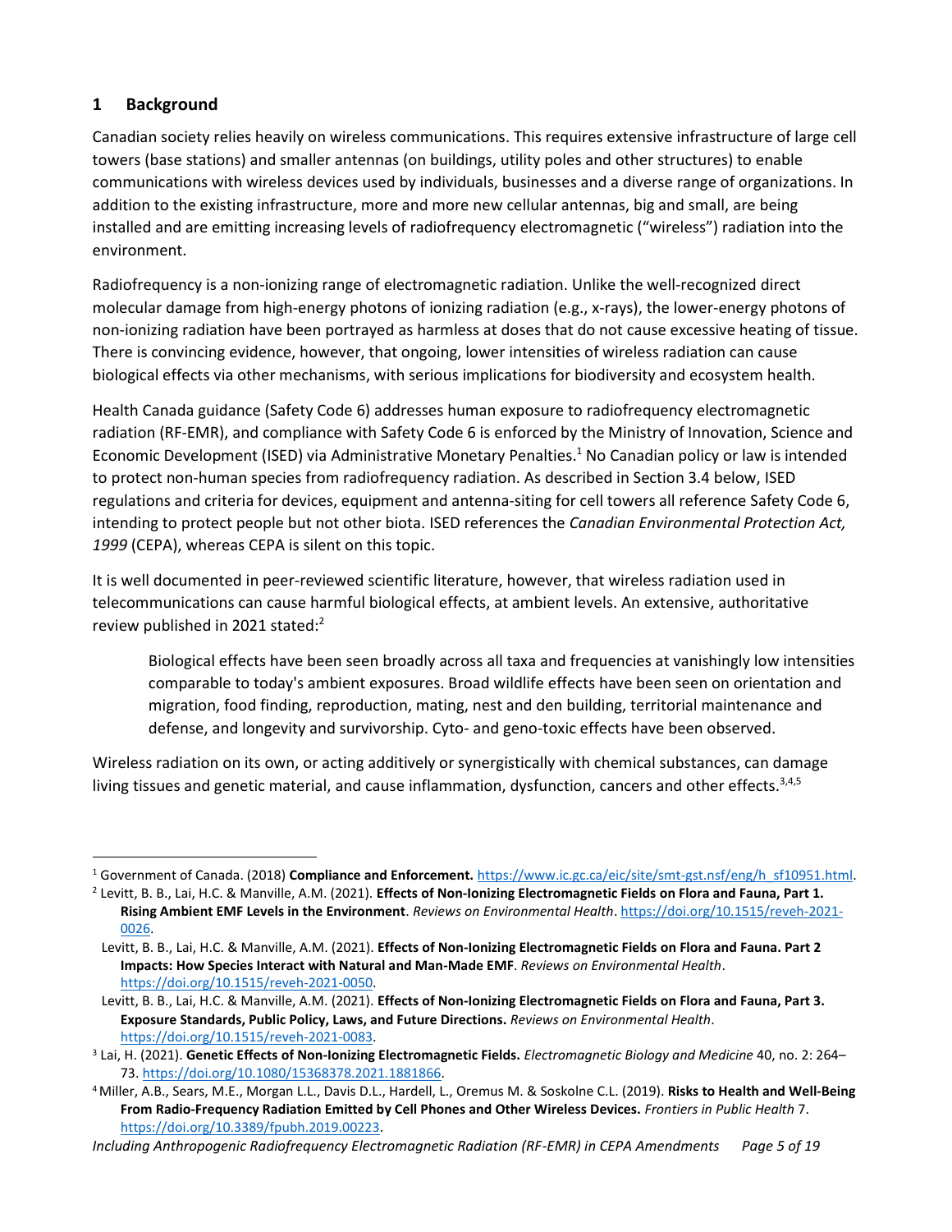## 1 Background

Canadian society relies heavily on wireless communications. This requires extensive infrastructure of large cell towers (base stations) and smaller antennas (on buildings, utility poles and other structures) to enable communications with wireless devices used by individuals, businesses and a diverse range of organizations. In addition to the existing infrastructure, more and more new cellular antennas, big and small, are being installed and are emitting increasing levels of radiofrequency electromagnetic ("wireless") radiation into the environment.

Radiofrequency is a non-ionizing range of electromagnetic radiation. Unlike the well-recognized direct molecular damage from high-energy photons of ionizing radiation (e.g., x-rays), the lower-energy photons of non-ionizing radiation have been portrayed as harmless at doses that do not cause excessive heating of tissue. There is convincing evidence, however, that ongoing, lower intensities of wireless radiation can cause biological effects via other mechanisms, with serious implications for biodiversity and ecosystem health.

Health Canada guidance (Safety Code 6) addresses human exposure to radiofrequency electromagnetic radiation (RF-EMR), and compliance with Safety Code 6 is enforced by the Ministry of Innovation, Science and Economic Development (ISED) via Administrative Monetary Penalties.[1] No Canadian policy or law is intended to protect non-human species from radiofrequency radiation. As described in Section 3.4 below, ISED regulations and criteria for devices, equipment and antenna-siting for cell towers all reference Safety Code 6, intending to protect people but not other biota. ISED references the *Canadian Environmental Protection Act, 1999* (CEPA), whereas CEPA is silent on this topic.

It is well documented in peer-reviewed scientific literature, however, that wireless radiation used in telecommunications can cause harmful biological effects, at ambient levels. An extensive, authoritative review published in 2021 stated:[2]

> Biological effects have been seen broadly across all taxa and frequencies at vanishingly low intensities comparable to today's ambient exposures. Broad wildlife effects have been seen on orientation and migration, food finding, reproduction, mating, nest and den building, territorial maintenance and defense, and longevity and survivorship. Cyto- and geno-toxic effects have been observed.

Wireless radiation on its own, or acting additively or synergistically with chemical substances, can damage living tissues and genetic material, and cause inflammation, dysfunction, cancers and other effects.[3,4,5]

---

[1] Government of Canada. (2018) **Compliance and Enforcement.** https://www.ic.gc.ca/eic/site/smt-gst.nsf/eng/h_sf10951.html.

[2] Levitt, B. B., Lai, H.C. & Manville, A.M. (2021). **Effects of Non-Ionizing Electromagnetic Fields on Flora and Fauna, Part 1. Rising Ambient EMF Levels in the Environment**. *Reviews on Environmental Health*. https://doi.org/10.1515/reveh-2021-0026.

Levitt, B. B., Lai, H.C. & Manville, A.M. (2021). **Effects of Non-Ionizing Electromagnetic Fields on Flora and Fauna. Part 2 Impacts: How Species Interact with Natural and Man-Made EMF**. *Reviews on Environmental Health*. https://doi.org/10.1515/reveh-2021-0050.

Levitt, B. B., Lai, H.C. & Manville, A.M. (2021). **Effects of Non-Ionizing Electromagnetic Fields on Flora and Fauna, Part 3. Exposure Standards, Public Policy, Laws, and Future Directions.** *Reviews on Environmental Health*. https://doi.org/10.1515/reveh-2021-0083.

[3] Lai, H. (2021). **Genetic Effects of Non-Ionizing Electromagnetic Fields.** *Electromagnetic Biology and Medicine* 40, no. 2: 264–73. https://doi.org/10.1080/15368378.2021.1881866.

[4] Miller, A.B., Sears, M.E., Morgan L.L., Davis D.L., Hardell, L., Oremus M. & Soskolne C.L. (2019). **Risks to Health and Well-Being From Radio-Frequency Radiation Emitted by Cell Phones and Other Wireless Devices.** *Frontiers in Public Health* 7. https://doi.org/10.3389/fpubh.2019.00223.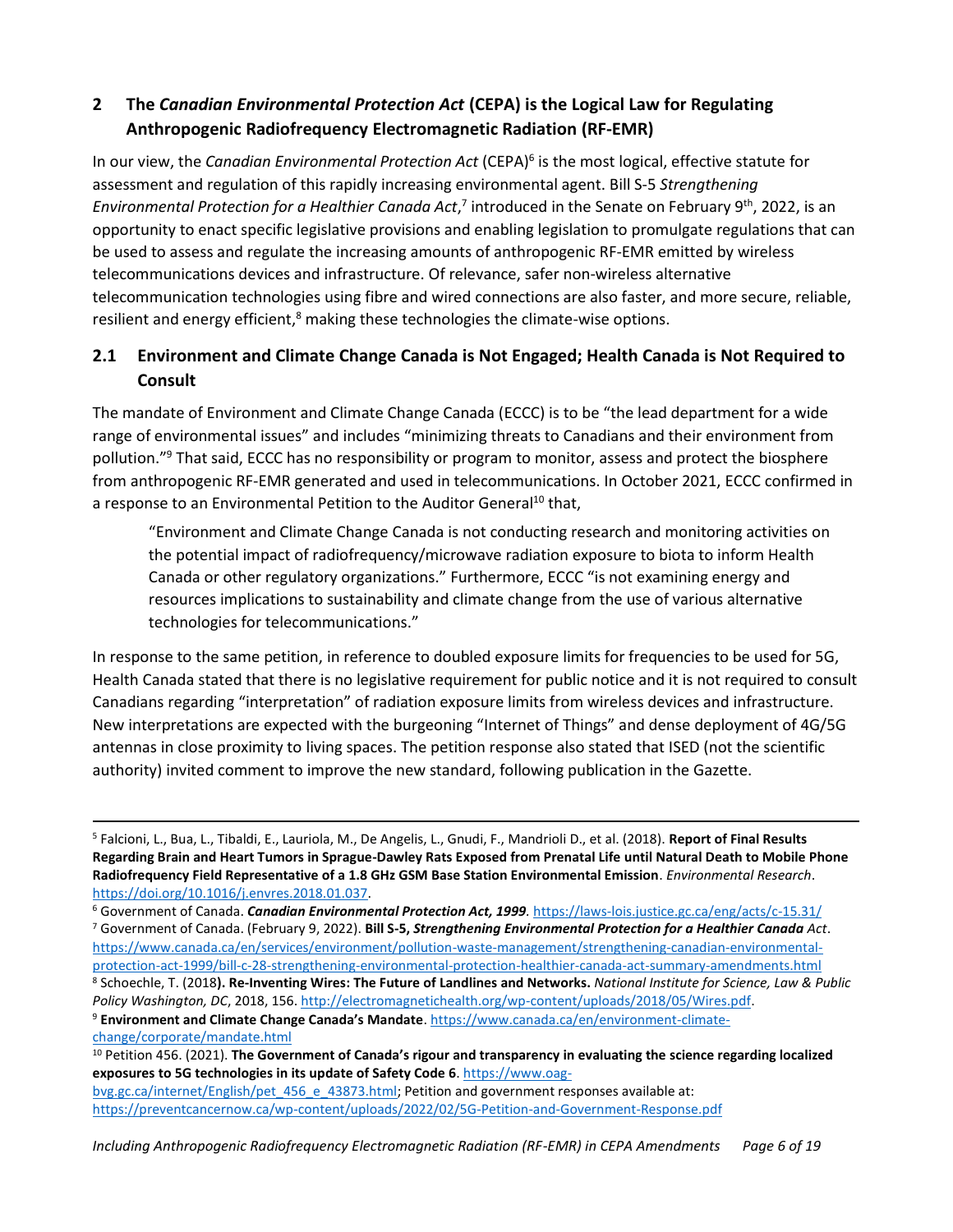## 2 The *Canadian Environmental Protection Act* (CEPA) is the Logical Law for Regulating Anthropogenic Radiofrequency Electromagnetic Radiation (RF-EMR)

In our view, the *Canadian Environmental Protection Act* (CEPA)[6] is the most logical, effective statute for assessment and regulation of this rapidly increasing environmental agent. Bill S-5 *Strengthening Environmental Protection for a Healthier Canada Act*,[7] introduced in the Senate on February 9th, 2022, is an opportunity to enact specific legislative provisions and enabling legislation to promulgate regulations that can be used to assess and regulate the increasing amounts of anthropogenic RF-EMR emitted by wireless telecommunications devices and infrastructure. Of relevance, safer non-wireless alternative telecommunication technologies using fibre and wired connections are also faster, and more secure, reliable, resilient and energy efficient,[8] making these technologies the climate-wise options.

### 2.1 Environment and Climate Change Canada is Not Engaged; Health Canada is Not Required to Consult

The mandate of Environment and Climate Change Canada (ECCC) is to be "the lead department for a wide range of environmental issues" and includes "minimizing threats to Canadians and their environment from pollution."[9] That said, ECCC has no responsibility or program to monitor, assess and protect the biosphere from anthropogenic RF-EMR generated and used in telecommunications. In October 2021, ECCC confirmed in a response to an Environmental Petition to the Auditor General[10] that,

> "Environment and Climate Change Canada is not conducting research and monitoring activities on the potential impact of radiofrequency/microwave radiation exposure to biota to inform Health Canada or other regulatory organizations." Furthermore, ECCC "is not examining energy and resources implications to sustainability and climate change from the use of various alternative technologies for telecommunications."

In response to the same petition, in reference to doubled exposure limits for frequencies to be used for 5G, Health Canada stated that there is no legislative requirement for public notice and it is not required to consult Canadians regarding "interpretation" of radiation exposure limits from wireless devices and infrastructure. New interpretations are expected with the burgeoning "Internet of Things" and dense deployment of 4G/5G antennas in close proximity to living spaces. The petition response also stated that ISED (not the scientific authority) invited comment to improve the new standard, following publication in the Gazette.

---

[5] Falcioni, L., Bua, L., Tibaldi, E., Lauriola, M., De Angelis, L., Gnudi, F., Mandrioli D., et al. (2018). **Report of Final Results Regarding Brain and Heart Tumors in Sprague-Dawley Rats Exposed from Prenatal Life until Natural Death to Mobile Phone Radiofrequency Field Representative of a 1.8 GHz GSM Base Station Environmental Emission**. *Environmental Research*. https://doi.org/10.1016/j.envres.2018.01.037.

[6] Government of Canada. ***Canadian Environmental Protection Act, 1999***. https://laws-lois.justice.gc.ca/eng/acts/c-15.31/

[7] Government of Canada. (February 9, 2022). **Bill S-5, *Strengthening Environmental Protection for a Healthier Canada*** *Act*. https://www.canada.ca/en/services/environment/pollution-waste-management/strengthening-canadian-environmental-protection-act-1999/bill-c-28-strengthening-environmental-protection-healthier-canada-act-summary-amendments.html

[8] Schoechle, T. (2018**). Re-Inventing Wires: The Future of Landlines and Networks.** *National Institute for Science, Law & Public Policy Washington, DC*, 2018, 156. http://electromagnetichealth.org/wp-content/uploads/2018/05/Wires.pdf.

[9] **Environment and Climate Change Canada's Mandate**. https://www.canada.ca/en/environment-climate-change/corporate/mandate.html

[10] Petition 456. (2021). **The Government of Canada's rigour and transparency in evaluating the science regarding localized exposures to 5G technologies in its update of Safety Code 6**. https://www.oag-bvg.gc.ca/internet/English/pet_456_e_43873.html; Petition and government responses available at: https://preventcancernow.ca/wp-content/uploads/2022/02/5G-Petition-and-Government-Response.pdf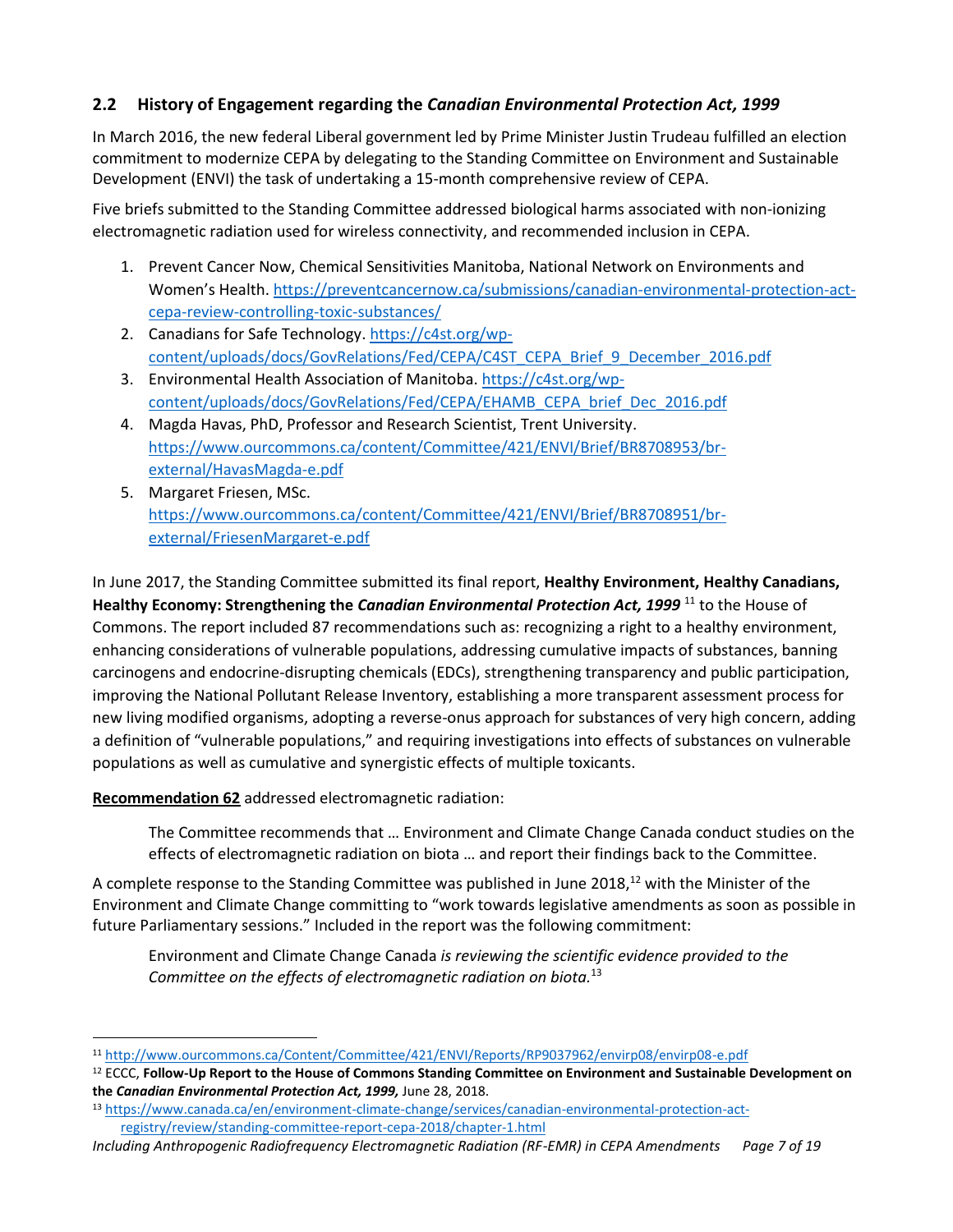## 2.2 History of Engagement regarding the *Canadian Environmental Protection Act, 1999*

In March 2016, the new federal Liberal government led by Prime Minister Justin Trudeau fulfilled an election commitment to modernize CEPA by delegating to the Standing Committee on Environment and Sustainable Development (ENVI) the task of undertaking a 15-month comprehensive review of CEPA.

Five briefs submitted to the Standing Committee addressed biological harms associated with non-ionizing electromagnetic radiation used for wireless connectivity, and recommended inclusion in CEPA.

1. Prevent Cancer Now, Chemical Sensitivities Manitoba, National Network on Environments and Women's Health. https://preventcancernow.ca/submissions/canadian-environmental-protection-act-cepa-review-controlling-toxic-substances/
2. Canadians for Safe Technology. https://c4st.org/wp-content/uploads/docs/GovRelations/Fed/CEPA/C4ST_CEPA_Brief_9_December_2016.pdf
3. Environmental Health Association of Manitoba. https://c4st.org/wp-content/uploads/docs/GovRelations/Fed/CEPA/EHAMB_CEPA_brief_Dec_2016.pdf
4. Magda Havas, PhD, Professor and Research Scientist, Trent University. https://www.ourcommons.ca/content/Committee/421/ENVI/Brief/BR8708953/br-external/HavasMagda-e.pdf
5. Margaret Friesen, MSc. https://www.ourcommons.ca/content/Committee/421/ENVI/Brief/BR8708951/br-external/FriesenMargaret-e.pdf

In June 2017, the Standing Committee submitted its final report, **Healthy Environment, Healthy Canadians, Healthy Economy: Strengthening the *Canadian Environmental Protection Act, 1999*** [11] to the House of Commons. The report included 87 recommendations such as: recognizing a right to a healthy environment, enhancing considerations of vulnerable populations, addressing cumulative impacts of substances, banning carcinogens and endocrine-disrupting chemicals (EDCs), strengthening transparency and public participation, improving the National Pollutant Release Inventory, establishing a more transparent assessment process for new living modified organisms, adopting a reverse-onus approach for substances of very high concern, adding a definition of "vulnerable populations," and requiring investigations into effects of substances on vulnerable populations as well as cumulative and synergistic effects of multiple toxicants.

**Recommendation 62** addressed electromagnetic radiation:

> The Committee recommends that … Environment and Climate Change Canada conduct studies on the effects of electromagnetic radiation on biota … and report their findings back to the Committee.

A complete response to the Standing Committee was published in June 2018,[12] with the Minister of the Environment and Climate Change committing to "work towards legislative amendments as soon as possible in future Parliamentary sessions." Included in the report was the following commitment:

> Environment and Climate Change Canada *is reviewing the scientific evidence provided to the Committee on the effects of electromagnetic radiation on biota.*[13]

---

[11] http://www.ourcommons.ca/Content/Committee/421/ENVI/Reports/RP9037962/envirp08/envirp08-e.pdf

[12] ECCC, **Follow-Up Report to the House of Commons Standing Committee on Environment and Sustainable Development on the *Canadian Environmental Protection Act, 1999,*** June 28, 2018.

[13] https://www.canada.ca/en/environment-climate-change/services/canadian-environmental-protection-act-registry/review/standing-committee-report-cepa-2018/chapter-1.html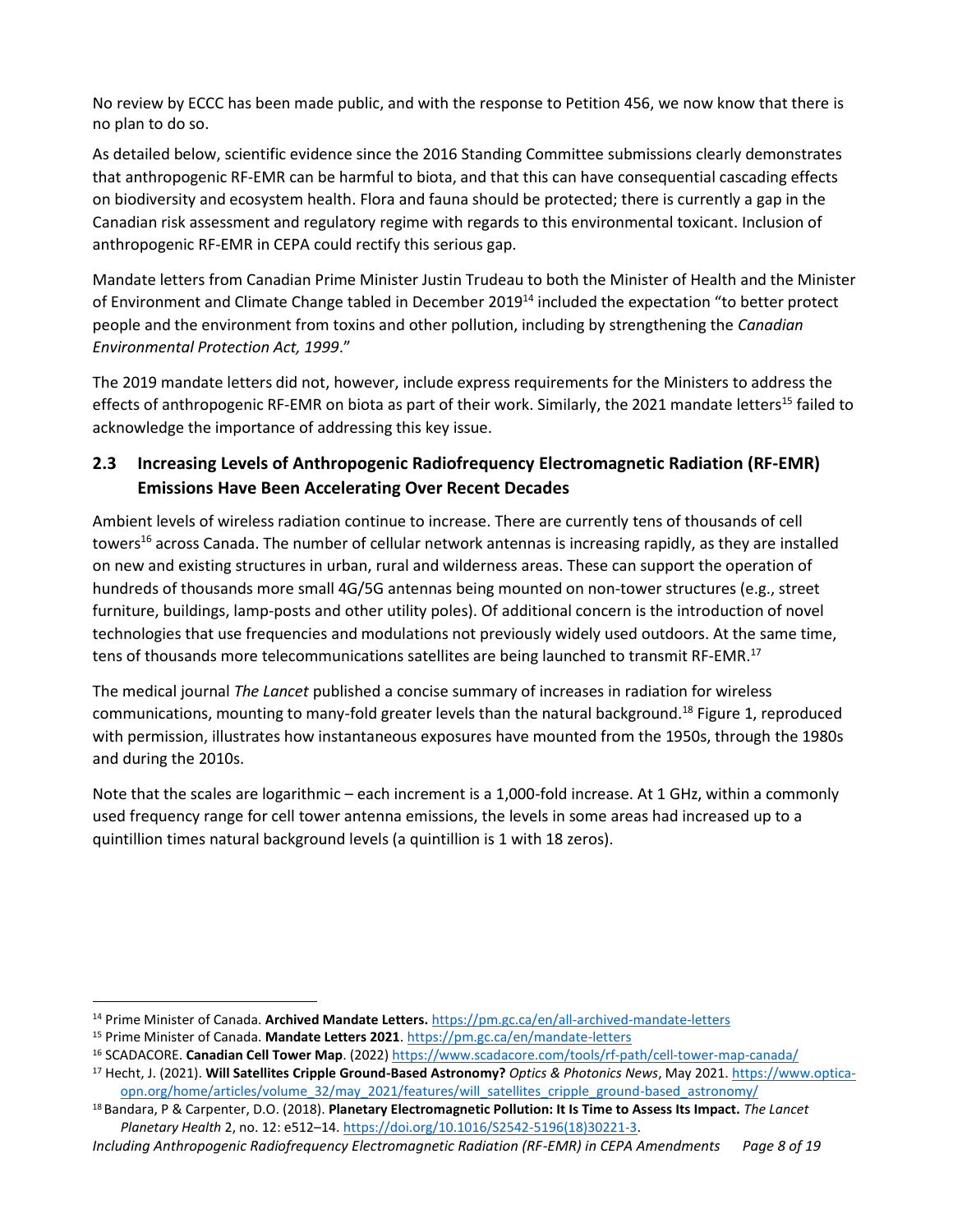No review by ECCC has been made public, and with the response to Petition 456, we now know that there is no plan to do so.

As detailed below, scientific evidence since the 2016 Standing Committee submissions clearly demonstrates that anthropogenic RF-EMR can be harmful to biota, and that this can have consequential cascading effects on biodiversity and ecosystem health. Flora and fauna should be protected; there is currently a gap in the Canadian risk assessment and regulatory regime with regards to this environmental toxicant. Inclusion of anthropogenic RF-EMR in CEPA could rectify this serious gap.

Mandate letters from Canadian Prime Minister Justin Trudeau to both the Minister of Health and the Minister of Environment and Climate Change tabled in December 2019[14] included the expectation "to better protect people and the environment from toxins and other pollution, including by strengthening the *Canadian Environmental Protection Act, 1999*."

The 2019 mandate letters did not, however, include express requirements for the Ministers to address the effects of anthropogenic RF-EMR on biota as part of their work. Similarly, the 2021 mandate letters[15] failed to acknowledge the importance of addressing this key issue.

## 2.3 Increasing Levels of Anthropogenic Radiofrequency Electromagnetic Radiation (RF-EMR) Emissions Have Been Accelerating Over Recent Decades

Ambient levels of wireless radiation continue to increase. There are currently tens of thousands of cell towers[16] across Canada. The number of cellular network antennas is increasing rapidly, as they are installed on new and existing structures in urban, rural and wilderness areas. These can support the operation of hundreds of thousands more small 4G/5G antennas being mounted on non-tower structures (e.g., street furniture, buildings, lamp-posts and other utility poles). Of additional concern is the introduction of novel technologies that use frequencies and modulations not previously widely used outdoors. At the same time, tens of thousands more telecommunications satellites are being launched to transmit RF-EMR.[17]

The medical journal *The Lancet* published a concise summary of increases in radiation for wireless communications, mounting to many-fold greater levels than the natural background.[18] Figure 1, reproduced with permission, illustrates how instantaneous exposures have mounted from the 1950s, through the 1980s and during the 2010s.

Note that the scales are logarithmic – each increment is a 1,000-fold increase. At 1 GHz, within a commonly used frequency range for cell tower antenna emissions, the levels in some areas had increased up to a quintillion times natural background levels (a quintillion is 1 with 18 zeros).

---

[14] Prime Minister of Canada. **Archived Mandate Letters.** https://pm.gc.ca/en/all-archived-mandate-letters

[15] Prime Minister of Canada. **Mandate Letters 2021**. https://pm.gc.ca/en/mandate-letters

[16] SCADACORE. **Canadian Cell Tower Map**. (2022) https://www.scadacore.com/tools/rf-path/cell-tower-map-canada/

[17] Hecht, J. (2021). **Will Satellites Cripple Ground-Based Astronomy?** *Optics & Photonics News*, May 2021. https://www.optica-opn.org/home/articles/volume_32/may_2021/features/will_satellites_cripple_ground-based_astronomy/

[18] Bandara, P & Carpenter, D.O. (2018). **Planetary Electromagnetic Pollution: It Is Time to Assess Its Impact.** *The Lancet Planetary Health* 2, no. 12: e512–14. https://doi.org/10.1016/S2542-5196(18)30221-3.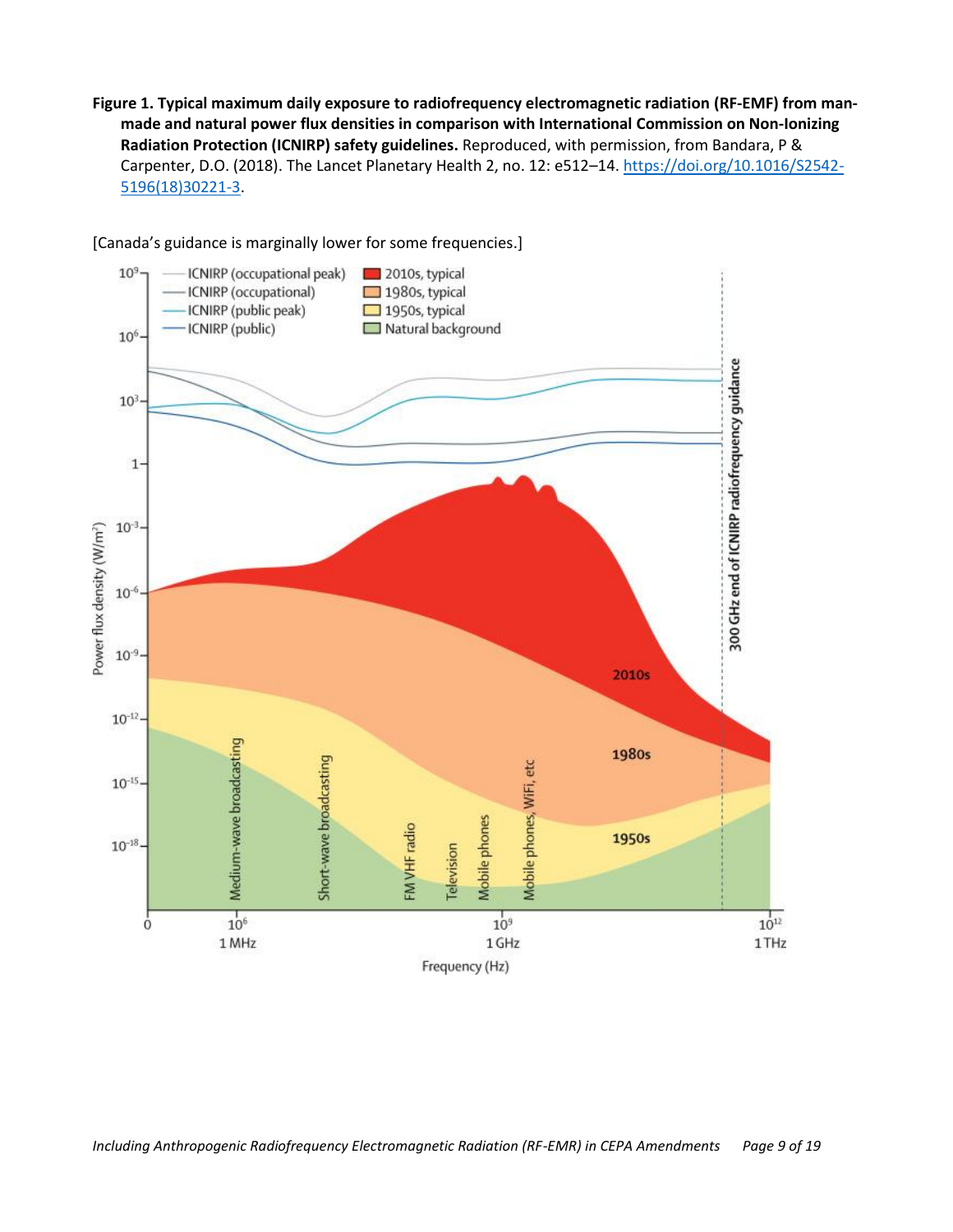**Figure 1. Typical maximum daily exposure to radiofrequency electromagnetic radiation (RF-EMF) from man-made and natural power flux densities in comparison with International Commission on Non-Ionizing Radiation Protection (ICNIRP) safety guidelines.** Reproduced, with permission, from Bandara, P & Carpenter, D.O. (2018). The Lancet Planetary Health 2, no. 12: e512–14. https://doi.org/10.1016/S2542-5196(18)30221-3.

[Canada's guidance is marginally lower for some frequencies.]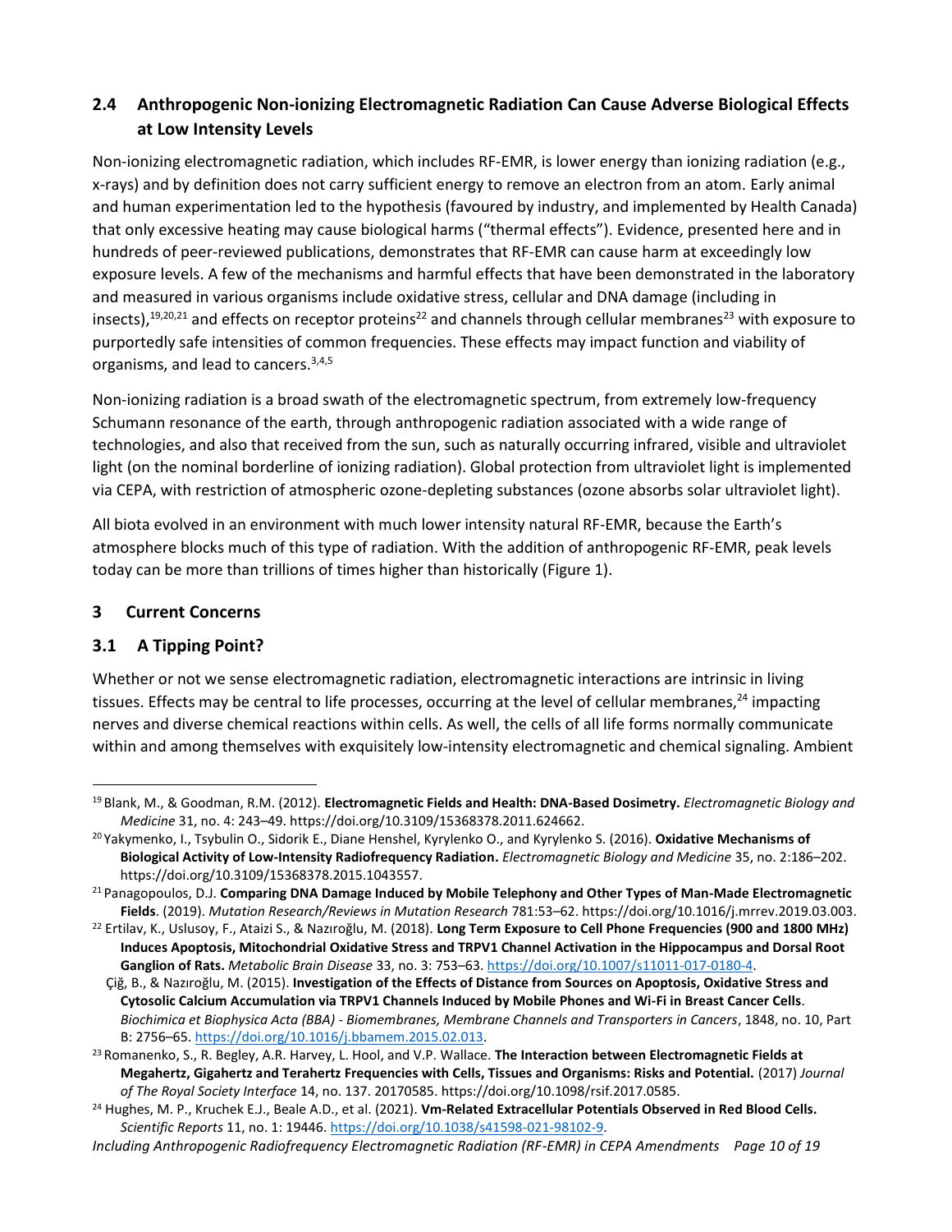## 2.4 Anthropogenic Non-ionizing Electromagnetic Radiation Can Cause Adverse Biological Effects at Low Intensity Levels

Non-ionizing electromagnetic radiation, which includes RF-EMR, is lower energy than ionizing radiation (e.g., x-rays) and by definition does not carry sufficient energy to remove an electron from an atom. Early animal and human experimentation led to the hypothesis (favoured by industry, and implemented by Health Canada) that only excessive heating may cause biological harms ("thermal effects"). Evidence, presented here and in hundreds of peer-reviewed publications, demonstrates that RF-EMR can cause harm at exceedingly low exposure levels. A few of the mechanisms and harmful effects that have been demonstrated in the laboratory and measured in various organisms include oxidative stress, cellular and DNA damage (including in insects),[19,20,21] and effects on receptor proteins[22] and channels through cellular membranes[23] with exposure to purportedly safe intensities of common frequencies. These effects may impact function and viability of organisms, and lead to cancers.[3,4,5]

Non-ionizing radiation is a broad swath of the electromagnetic spectrum, from extremely low-frequency Schumann resonance of the earth, through anthropogenic radiation associated with a wide range of technologies, and also that received from the sun, such as naturally occurring infrared, visible and ultraviolet light (on the nominal borderline of ionizing radiation). Global protection from ultraviolet light is implemented via CEPA, with restriction of atmospheric ozone-depleting substances (ozone absorbs solar ultraviolet light).

All biota evolved in an environment with much lower intensity natural RF-EMR, because the Earth's atmosphere blocks much of this type of radiation. With the addition of anthropogenic RF-EMR, peak levels today can be more than trillions of times higher than historically (Figure 1).

# 3 Current Concerns

## 3.1 A Tipping Point?

Whether or not we sense electromagnetic radiation, electromagnetic interactions are intrinsic in living tissues. Effects may be central to life processes, occurring at the level of cellular membranes,[24] impacting nerves and diverse chemical reactions within cells. As well, the cells of all life forms normally communicate within and among themselves with exquisitely low-intensity electromagnetic and chemical signaling. Ambient

---

[19] Blank, M., & Goodman, R.M. (2012). **Electromagnetic Fields and Health: DNA-Based Dosimetry.** *Electromagnetic Biology and Medicine* 31, no. 4: 243–49. https://doi.org/10.3109/15368378.2011.624662.

[20] Yakymenko, I., Tsybulin O., Sidorik E., Diane Henshel, Kyrylenko O., and Kyrylenko S. (2016). **Oxidative Mechanisms of Biological Activity of Low-Intensity Radiofrequency Radiation.** *Electromagnetic Biology and Medicine* 35, no. 2:186–202. https://doi.org/10.3109/15368378.2015.1043557.

[21] Panagopoulos, D.J. **Comparing DNA Damage Induced by Mobile Telephony and Other Types of Man-Made Electromagnetic Fields**. (2019). *Mutation Research/Reviews in Mutation Research* 781:53–62. https://doi.org/10.1016/j.mrrev.2019.03.003.

[22] Ertilav, K., Uslusoy, F., Ataizi S., & Nazıroğlu, M. (2018). **Long Term Exposure to Cell Phone Frequencies (900 and 1800 MHz) Induces Apoptosis, Mitochondrial Oxidative Stress and TRPV1 Channel Activation in the Hippocampus and Dorsal Root Ganglion of Rats.** *Metabolic Brain Disease* 33, no. 3: 753–63. https://doi.org/10.1007/s11011-017-0180-4.

Çiğ, B., & Nazıroğlu, M. (2015). **Investigation of the Effects of Distance from Sources on Apoptosis, Oxidative Stress and Cytosolic Calcium Accumulation via TRPV1 Channels Induced by Mobile Phones and Wi-Fi in Breast Cancer Cells**. *Biochimica et Biophysica Acta (BBA) - Biomembranes, Membrane Channels and Transporters in Cancers*, 1848, no. 10, Part B: 2756–65. https://doi.org/10.1016/j.bbamem.2015.02.013.

[23] Romanenko, S., R. Begley, A.R. Harvey, L. Hool, and V.P. Wallace. **The Interaction between Electromagnetic Fields at Megahertz, Gigahertz and Terahertz Frequencies with Cells, Tissues and Organisms: Risks and Potential.** (2017) *Journal of The Royal Society Interface* 14, no. 137. 20170585. https://doi.org/10.1098/rsif.2017.0585.

[24] Hughes, M. P., Kruchek E.J., Beale A.D., et al. (2021). **Vm-Related Extracellular Potentials Observed in Red Blood Cells.** *Scientific Reports* 11, no. 1: 19446. https://doi.org/10.1038/s41598-021-98102-9.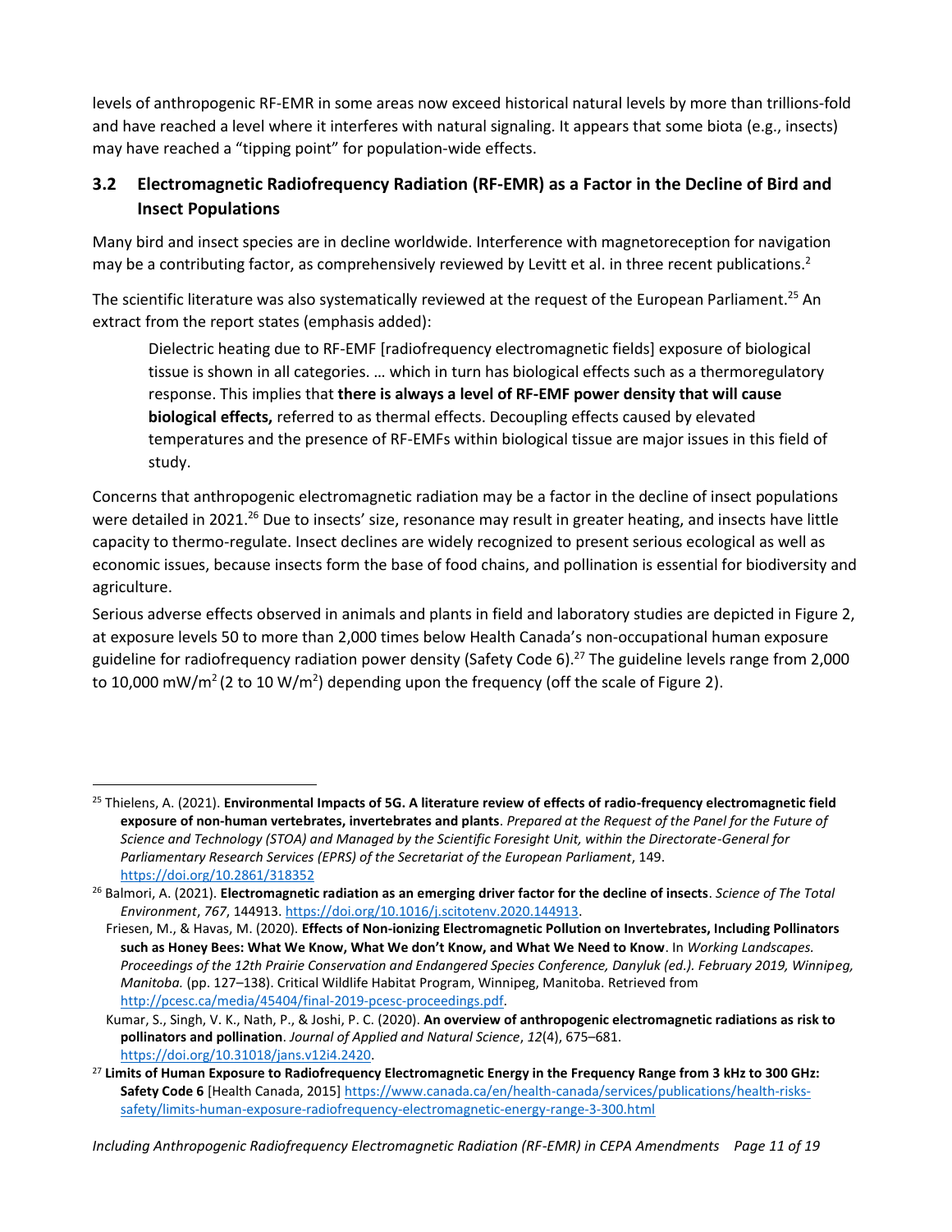levels of anthropogenic RF-EMR in some areas now exceed historical natural levels by more than trillions-fold and have reached a level where it interferes with natural signaling. It appears that some biota (e.g., insects) may have reached a "tipping point" for population-wide effects.

## 3.2 Electromagnetic Radiofrequency Radiation (RF-EMR) as a Factor in the Decline of Bird and Insect Populations

Many bird and insect species are in decline worldwide. Interference with magnetoreception for navigation may be a contributing factor, as comprehensively reviewed by Levitt et al. in three recent publications.[2]

The scientific literature was also systematically reviewed at the request of the European Parliament.[25] An extract from the report states (emphasis added):

> Dielectric heating due to RF-EMF [radiofrequency electromagnetic fields] exposure of biological tissue is shown in all categories. … which in turn has biological effects such as a thermoregulatory response. This implies that **there is always a level of RF-EMF power density that will cause biological effects,** referred to as thermal effects. Decoupling effects caused by elevated temperatures and the presence of RF-EMFs within biological tissue are major issues in this field of study.

Concerns that anthropogenic electromagnetic radiation may be a factor in the decline of insect populations were detailed in 2021.[26] Due to insects' size, resonance may result in greater heating, and insects have little capacity to thermo-regulate. Insect declines are widely recognized to present serious ecological as well as economic issues, because insects form the base of food chains, and pollination is essential for biodiversity and agriculture.

Serious adverse effects observed in animals and plants in field and laboratory studies are depicted in Figure 2, at exposure levels 50 to more than 2,000 times below Health Canada's non-occupational human exposure guideline for radiofrequency radiation power density (Safety Code 6).[27] The guideline levels range from 2,000 to 10,000 mW/m$^2$ (2 to 10 W/m$^2$) depending upon the frequency (off the scale of Figure 2).

---

[25] Thielens, A. (2021). **Environmental Impacts of 5G. A literature review of effects of radio-frequency electromagnetic field exposure of non-human vertebrates, invertebrates and plants**. *Prepared at the Request of the Panel for the Future of Science and Technology (STOA) and Managed by the Scientific Foresight Unit, within the Directorate-General for Parliamentary Research Services (EPRS) of the Secretariat of the European Parliament*, 149. https://doi.org/10.2861/318352

[26] Balmori, A. (2021). **Electromagnetic radiation as an emerging driver factor for the decline of insects**. *Science of The Total Environment*, *767*, 144913. https://doi.org/10.1016/j.scitotenv.2020.144913.

Friesen, M., & Havas, M. (2020). **Effects of Non-ionizing Electromagnetic Pollution on Invertebrates, Including Pollinators such as Honey Bees: What We Know, What We don't Know, and What We Need to Know**. In *Working Landscapes. Proceedings of the 12th Prairie Conservation and Endangered Species Conference, Danyluk (ed.). February 2019, Winnipeg, Manitoba.* (pp. 127–138). Critical Wildlife Habitat Program, Winnipeg, Manitoba. Retrieved from http://pcesc.ca/media/45404/final-2019-pcesc-proceedings.pdf.

Kumar, S., Singh, V. K., Nath, P., & Joshi, P. C. (2020). **An overview of anthropogenic electromagnetic radiations as risk to pollinators and pollination**. *Journal of Applied and Natural Science*, *12*(4), 675–681. https://doi.org/10.31018/jans.v12i4.2420.

[27] **Limits of Human Exposure to Radiofrequency Electromagnetic Energy in the Frequency Range from 3 kHz to 300 GHz: Safety Code 6** [Health Canada, 2015] https://www.canada.ca/en/health-canada/services/publications/health-risks-safety/limits-human-exposure-radiofrequency-electromagnetic-energy-range-3-300.html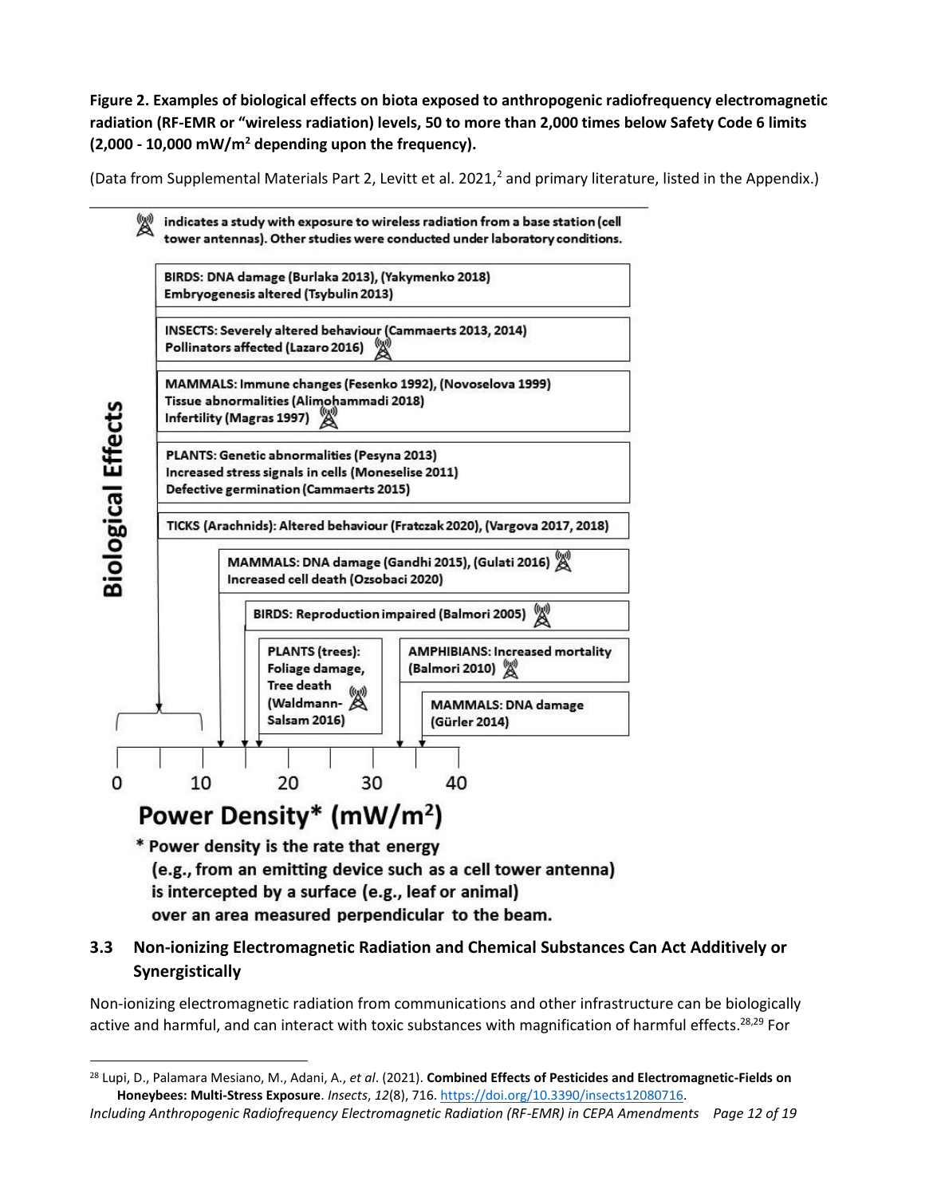**Figure 2. Examples of biological effects on biota exposed to anthropogenic radiofrequency electromagnetic radiation (RF-EMR or "wireless radiation) levels, 50 to more than 2,000 times below Safety Code 6 limits (2,000 - 10,000 mW/m$^2$ depending upon the frequency).**

(Data from Supplemental Materials Part 2, Levitt et al. 2021,[2] and primary literature, listed in the Appendix.)

[tower icon] indicates a study with exposure to wireless radiation from a base station (cell tower antennas). Other studies were conducted under laboratory conditions.

**Biological Effects**

- BIRDS: DNA damage (Burlaka 2013), (Yakymenko 2018); Embryogenesis altered (Tsybulin 2013)
- INSECTS: Severely altered behaviour (Cammaerts 2013, 2014); Pollinators affected (Lazaro 2016) [tower icon]
- MAMMALS: Immune changes (Fesenko 1992), (Novoselova 1999); Tissue abnormalities (Alimohammadi 2018); Infertility (Magras 1997) [tower icon]
- PLANTS: Genetic abnormalities (Pesyna 2013); Increased stress signals in cells (Moneselise 2011); Defective germination (Cammaerts 2015)
- TICKS (Arachnids): Altered behaviour (Fratczak 2020), (Vargova 2017, 2018)
- MAMMALS: DNA damage (Gandhi 2015), (Gulati 2016) [tower icon]; Increased cell death (Ozsobaci 2020)
- BIRDS: Reproduction impaired (Balmori 2005) [tower icon]
- PLANTS (trees): Foliage damage, Tree death (Waldmann-Salsam 2016) [tower icon]
- AMPHIBIANS: Increased mortality (Balmori 2010) [tower icon]
- MAMMALS: DNA damage (Gürler 2014)

Power Density* (mW/m$^2$): 0, 10, 20, 30, 40

\* Power density is the rate that energy (e.g., from an emitting device such as a cell tower antenna) is intercepted by a surface (e.g., leaf or animal) over an area measured perpendicular to the beam.

### 3.3 Non-ionizing Electromagnetic Radiation and Chemical Substances Can Act Additively or Synergistically

Non-ionizing electromagnetic radiation from communications and other infrastructure can be biologically active and harmful, and can interact with toxic substances with magnification of harmful effects.[28,29] For

[28] Lupi, D., Palamara Mesiano, M., Adani, A., *et al*. (2021). **Combined Effects of Pesticides and Electromagnetic-Fields on Honeybees: Multi-Stress Exposure**. *Insects*, *12*(8), 716. https://doi.org/10.3390/insects12080716.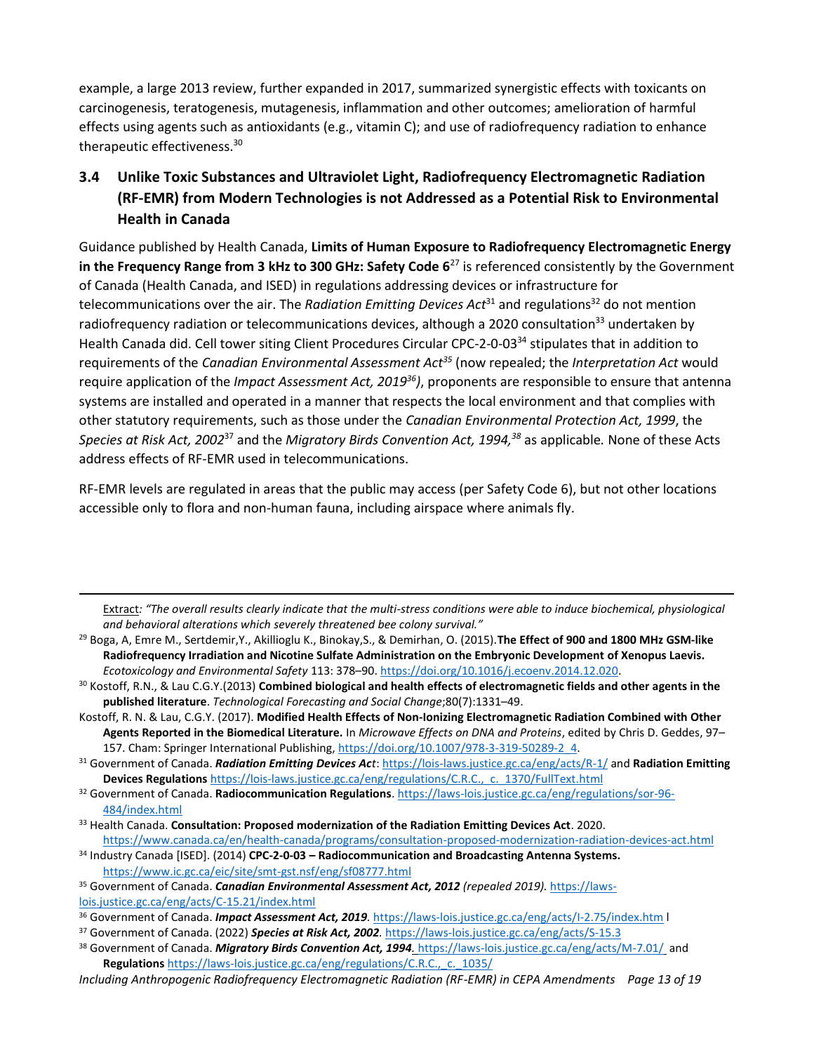example, a large 2013 review, further expanded in 2017, summarized synergistic effects with toxicants on carcinogenesis, teratogenesis, mutagenesis, inflammation and other outcomes; amelioration of harmful effects using agents such as antioxidants (e.g., vitamin C); and use of radiofrequency radiation to enhance therapeutic effectiveness.[30]

### 3.4 Unlike Toxic Substances and Ultraviolet Light, Radiofrequency Electromagnetic Radiation (RF-EMR) from Modern Technologies is not Addressed as a Potential Risk to Environmental Health in Canada

Guidance published by Health Canada, **Limits of Human Exposure to Radiofrequency Electromagnetic Energy in the Frequency Range from 3 kHz to 300 GHz: Safety Code 6**[27] is referenced consistently by the Government of Canada (Health Canada, and ISED) in regulations addressing devices or infrastructure for telecommunications over the air. The *Radiation Emitting Devices Act*[31] and regulations[32] do not mention radiofrequency radiation or telecommunications devices, although a 2020 consultation[33] undertaken by Health Canada did. Cell tower siting Client Procedures Circular CPC-2-0-03[34] stipulates that in addition to requirements of the *Canadian Environmental Assessment Act*[35] (now repealed; the *Interpretation Act* would require application of the *Impact Assessment Act, 2019*[36]), proponents are responsible to ensure that antenna systems are installed and operated in a manner that respects the local environment and that complies with other statutory requirements, such as those under the *Canadian Environmental Protection Act, 1999*, the *Species at Risk Act, 2002*[37] and the *Migratory Birds Convention Act, 1994,*[38] as applicable. None of these Acts address effects of RF-EMR used in telecommunications.

RF-EMR levels are regulated in areas that the public may access (per Safety Code 6), but not other locations accessible only to flora and non-human fauna, including airspace where animals fly.

---

Extract: *"The overall results clearly indicate that the multi-stress conditions were able to induce biochemical, physiological and behavioral alterations which severely threatened bee colony survival."*

[29] Boga, A, Emre M., Sertdemir,Y., Akillioglu K., Binokay,S., & Demirhan, O. (2015).**The Effect of 900 and 1800 MHz GSM-like Radiofrequency Irradiation and Nicotine Sulfate Administration on the Embryonic Development of Xenopus Laevis.** *Ecotoxicology and Environmental Safety* 113: 378–90. https://doi.org/10.1016/j.ecoenv.2014.12.020.

[30] Kostoff, R.N., & Lau C.G.Y.(2013) **Combined biological and health effects of electromagnetic fields and other agents in the published literature**. *Technological Forecasting and Social Change*;80(7):1331–49.

Kostoff, R. N. & Lau, C.G.Y. (2017). **Modified Health Effects of Non-Ionizing Electromagnetic Radiation Combined with Other Agents Reported in the Biomedical Literature.** In *Microwave Effects on DNA and Proteins*, edited by Chris D. Geddes, 97–157. Cham: Springer International Publishing, https://doi.org/10.1007/978-3-319-50289-2_4.

[31] Government of Canada. ***Radiation Emitting Devices Act***: https://lois-laws.justice.gc.ca/eng/acts/R-1/ and **Radiation Emitting Devices Regulations** https://lois-laws.justice.gc.ca/eng/regulations/C.R.C.,_c._1370/FullText.html

[32] Government of Canada. **Radiocommunication Regulations**. https://laws-lois.justice.gc.ca/eng/regulations/sor-96-484/index.html

[33] Health Canada. **Consultation: Proposed modernization of the Radiation Emitting Devices Act**. 2020. https://www.canada.ca/en/health-canada/programs/consultation-proposed-modernization-radiation-devices-act.html

[34] Industry Canada [ISED]. (2014) **CPC-2-0-03 – Radiocommunication and Broadcasting Antenna Systems.** https://www.ic.gc.ca/eic/site/smt-gst.nsf/eng/sf08777.html

[35] Government of Canada. ***Canadian Environmental Assessment Act, 2012*** *(repealed 2019).* https://laws-lois.justice.gc.ca/eng/acts/C-15.21/index.html

[36] Government of Canada. ***Impact Assessment Act, 2019**.* https://laws-lois.justice.gc.ca/eng/acts/I-2.75/index.htm l

[37] Government of Canada. (2022) ***Species at Risk Act, 2002**.* https://laws-lois.justice.gc.ca/eng/acts/S-15.3

[38] Government of Canada. ***Migratory Birds Convention Act, 1994**.* https://laws-lois.justice.gc.ca/eng/acts/M-7.01/ and **Regulations** https://laws-lois.justice.gc.ca/eng/regulations/C.R.C.,_c._1035/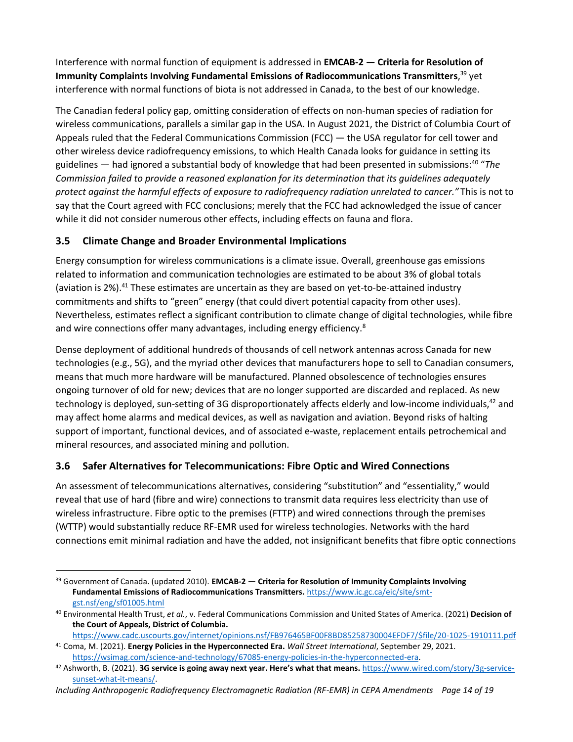Interference with normal function of equipment is addressed in **EMCAB-2 — Criteria for Resolution of Immunity Complaints Involving Fundamental Emissions of Radiocommunications Transmitters**,[39] yet interference with normal functions of biota is not addressed in Canada, to the best of our knowledge.

The Canadian federal policy gap, omitting consideration of effects on non-human species of radiation for wireless communications, parallels a similar gap in the USA. In August 2021, the District of Columbia Court of Appeals ruled that the Federal Communications Commission (FCC) — the USA regulator for cell tower and other wireless device radiofrequency emissions, to which Health Canada looks for guidance in setting its guidelines — had ignored a substantial body of knowledge that had been presented in submissions:[40] "*The Commission failed to provide a reasoned explanation for its determination that its guidelines adequately protect against the harmful effects of exposure to radiofrequency radiation unrelated to cancer.*" This is not to say that the Court agreed with FCC conclusions; merely that the FCC had acknowledged the issue of cancer while it did not consider numerous other effects, including effects on fauna and flora.

### 3.5 Climate Change and Broader Environmental Implications

Energy consumption for wireless communications is a climate issue. Overall, greenhouse gas emissions related to information and communication technologies are estimated to be about 3% of global totals (aviation is 2%).[41] These estimates are uncertain as they are based on yet-to-be-attained industry commitments and shifts to "green" energy (that could divert potential capacity from other uses). Nevertheless, estimates reflect a significant contribution to climate change of digital technologies, while fibre and wire connections offer many advantages, including energy efficiency.[8]

Dense deployment of additional hundreds of thousands of cell network antennas across Canada for new technologies (e.g., 5G), and the myriad other devices that manufacturers hope to sell to Canadian consumers, means that much more hardware will be manufactured. Planned obsolescence of technologies ensures ongoing turnover of old for new; devices that are no longer supported are discarded and replaced. As new technology is deployed, sun-setting of 3G disproportionately affects elderly and low-income individuals,[42] and may affect home alarms and medical devices, as well as navigation and aviation. Beyond risks of halting support of important, functional devices, and of associated e-waste, replacement entails petrochemical and mineral resources, and associated mining and pollution.

### 3.6 Safer Alternatives for Telecommunications: Fibre Optic and Wired Connections

An assessment of telecommunications alternatives, considering "substitution" and "essentiality," would reveal that use of hard (fibre and wire) connections to transmit data requires less electricity than use of wireless infrastructure. Fibre optic to the premises (FTTP) and wired connections through the premises (WTTP) would substantially reduce RF-EMR used for wireless technologies. Networks with the hard connections emit minimal radiation and have the added, not insignificant benefits that fibre optic connections

---

[39] Government of Canada. (updated 2010). **EMCAB-2 — Criteria for Resolution of Immunity Complaints Involving Fundamental Emissions of Radiocommunications Transmitters.** https://www.ic.gc.ca/eic/site/smt-gst.nsf/eng/sf01005.html

[40] Environmental Health Trust, *et al.*, v. Federal Communications Commission and United States of America. (2021) **Decision of the Court of Appeals, District of Columbia.** https://www.cadc.uscourts.gov/internet/opinions.nsf/FB976465BF00F8BD85258730004EFDF7/$file/20-1025-1910111.pdf

[41] Coma, M. (2021). **Energy Policies in the Hyperconnected Era.** *Wall Street International*, September 29, 2021. https://wsimag.com/science-and-technology/67085-energy-policies-in-the-hyperconnected-era.

[42] Ashworth, B. (2021). **3G service is going away next year. Here's what that means.** https://www.wired.com/story/3g-service-sunset-what-it-means/.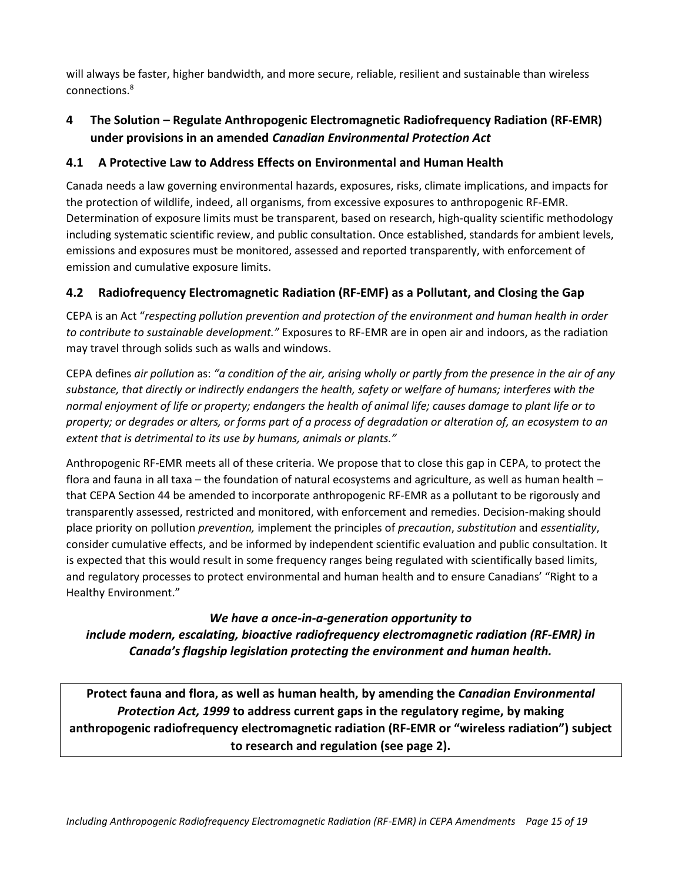will always be faster, higher bandwidth, and more secure, reliable, resilient and sustainable than wireless connections.[8]

## 4 The Solution – Regulate Anthropogenic Electromagnetic Radiofrequency Radiation (RF-EMR) under provisions in an amended *Canadian Environmental Protection Act*

### 4.1 A Protective Law to Address Effects on Environmental and Human Health

Canada needs a law governing environmental hazards, exposures, risks, climate implications, and impacts for the protection of wildlife, indeed, all organisms, from excessive exposures to anthropogenic RF-EMR. Determination of exposure limits must be transparent, based on research, high-quality scientific methodology including systematic scientific review, and public consultation. Once established, standards for ambient levels, emissions and exposures must be monitored, assessed and reported transparently, with enforcement of emission and cumulative exposure limits.

### 4.2 Radiofrequency Electromagnetic Radiation (RF-EMF) as a Pollutant, and Closing the Gap

CEPA is an Act "*respecting pollution prevention and protection of the environment and human health in order to contribute to sustainable development."* Exposures to RF-EMR are in open air and indoors, as the radiation may travel through solids such as walls and windows.

CEPA defines *air pollution* as: *"a condition of the air, arising wholly or partly from the presence in the air of any substance, that directly or indirectly endangers the health, safety or welfare of humans; interferes with the normal enjoyment of life or property; endangers the health of animal life; causes damage to plant life or to property; or degrades or alters, or forms part of a process of degradation or alteration of, an ecosystem to an extent that is detrimental to its use by humans, animals or plants."*

Anthropogenic RF-EMR meets all of these criteria. We propose that to close this gap in CEPA, to protect the flora and fauna in all taxa – the foundation of natural ecosystems and agriculture, as well as human health – that CEPA Section 44 be amended to incorporate anthropogenic RF-EMR as a pollutant to be rigorously and transparently assessed, restricted and monitored, with enforcement and remedies. Decision-making should place priority on pollution *prevention,* implement the principles of *precaution*, *substitution* and *essentiality*, consider cumulative effects, and be informed by independent scientific evaluation and public consultation. It is expected that this would result in some frequency ranges being regulated with scientifically based limits, and regulatory processes to protect environmental and human health and to ensure Canadians' "Right to a Healthy Environment."

***We have a once-in-a-generation opportunity to include modern, escalating, bioactive radiofrequency electromagnetic radiation (RF-EMR) in Canada's flagship legislation protecting the environment and human health.***

**Protect fauna and flora, as well as human health, by amending the *Canadian Environmental Protection Act, 1999* to address current gaps in the regulatory regime, by making anthropogenic radiofrequency electromagnetic radiation (RF-EMR or "wireless radiation") subject to research and regulation (see page 2).**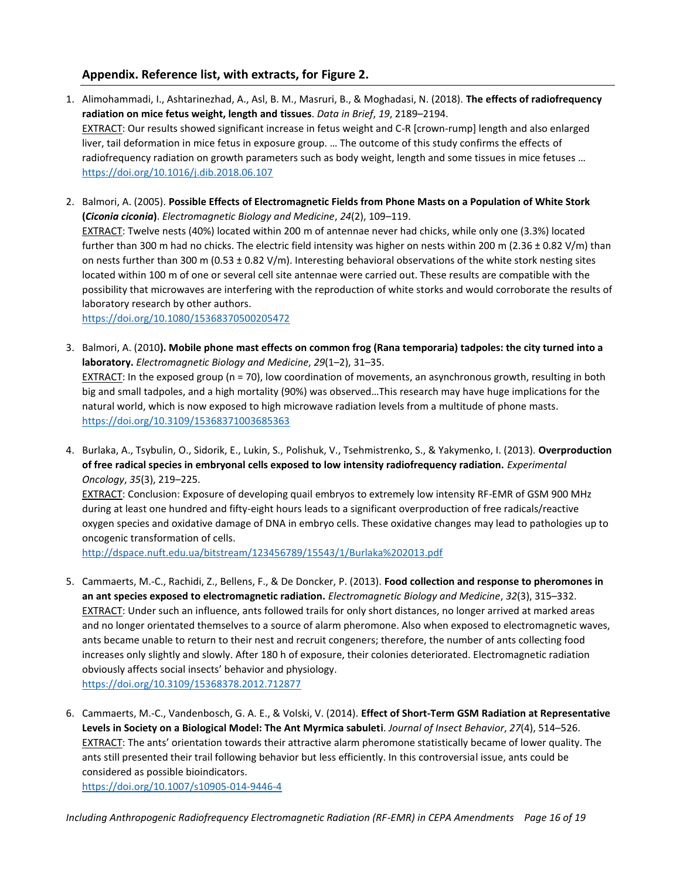## Appendix. Reference list, with extracts, for Figure 2.

1. Alimohammadi, I., Ashtarinezhad, A., Asl, B. M., Masruri, B., & Moghadasi, N. (2018). **The effects of radiofrequency radiation on mice fetus weight, length and tissues**. *Data in Brief*, *19*, 2189–2194.
   EXTRACT: Our results showed significant increase in fetus weight and C-R [crown-rump] length and also enlarged liver, tail deformation in mice fetus in exposure group. … The outcome of this study confirms the effects of radiofrequency radiation on growth parameters such as body weight, length and some tissues in mice fetuses …
   https://doi.org/10.1016/j.dib.2018.06.107

2. Balmori, A. (2005). **Possible Effects of Electromagnetic Fields from Phone Masts on a Population of White Stork (*Ciconia ciconia*)**. *Electromagnetic Biology and Medicine*, *24*(2), 109–119.
   EXTRACT: Twelve nests (40%) located within 200 m of antennae never had chicks, while only one (3.3%) located further than 300 m had no chicks. The electric field intensity was higher on nests within 200 m (2.36 ± 0.82 V/m) than on nests further than 300 m (0.53 ± 0.82 V/m). Interesting behavioral observations of the white stork nesting sites located within 100 m of one or several cell site antennae were carried out. These results are compatible with the possibility that microwaves are interfering with the reproduction of white storks and would corroborate the results of laboratory research by other authors.
   https://doi.org/10.1080/15368370500205472

3. Balmori, A. (2010**). Mobile phone mast effects on common frog (Rana temporaria) tadpoles: the city turned into a laboratory.** *Electromagnetic Biology and Medicine*, *29*(1–2), 31–35.
   EXTRACT: In the exposed group (n = 70), low coordination of movements, an asynchronous growth, resulting in both big and small tadpoles, and a high mortality (90%) was observed…This research may have huge implications for the natural world, which is now exposed to high microwave radiation levels from a multitude of phone masts.
   https://doi.org/10.3109/15368371003685363

4. Burlaka, A., Tsybulin, O., Sidorik, E., Lukin, S., Polishuk, V., Tsehmistrenko, S., & Yakymenko, I. (2013). **Overproduction of free radical species in embryonal cells exposed to low intensity radiofrequency radiation.** *Experimental Oncology*, *35*(3), 219–225.
   EXTRACT: Conclusion: Exposure of developing quail embryos to extremely low intensity RF-EMR of GSM 900 MHz during at least one hundred and fifty-eight hours leads to a significant overproduction of free radicals/reactive oxygen species and oxidative damage of DNA in embryo cells. These oxidative changes may lead to pathologies up to oncogenic transformation of cells.
   http://dspace.nuft.edu.ua/bitstream/123456789/15543/1/Burlaka%202013.pdf

5. Cammaerts, M.-C., Rachidi, Z., Bellens, F., & De Doncker, P. (2013). **Food collection and response to pheromones in an ant species exposed to electromagnetic radiation.** *Electromagnetic Biology and Medicine*, *32*(3), 315–332.
   EXTRACT: Under such an influence, ants followed trails for only short distances, no longer arrived at marked areas and no longer orientated themselves to a source of alarm pheromone. Also when exposed to electromagnetic waves, ants became unable to return to their nest and recruit congeners; therefore, the number of ants collecting food increases only slightly and slowly. After 180 h of exposure, their colonies deteriorated. Electromagnetic radiation obviously affects social insects' behavior and physiology.
   https://doi.org/10.3109/15368378.2012.712877

6. Cammaerts, M.-C., Vandenbosch, G. A. E., & Volski, V. (2014). **Effect of Short-Term GSM Radiation at Representative Levels in Society on a Biological Model: The Ant Myrmica sabuleti**. *Journal of Insect Behavior*, *27*(4), 514–526.
   EXTRACT: The ants' orientation towards their attractive alarm pheromone statistically became of lower quality. The ants still presented their trail following behavior but less efficiently. In this controversial issue, ants could be considered as possible bioindicators.
   https://doi.org/10.1007/s10905-014-9446-4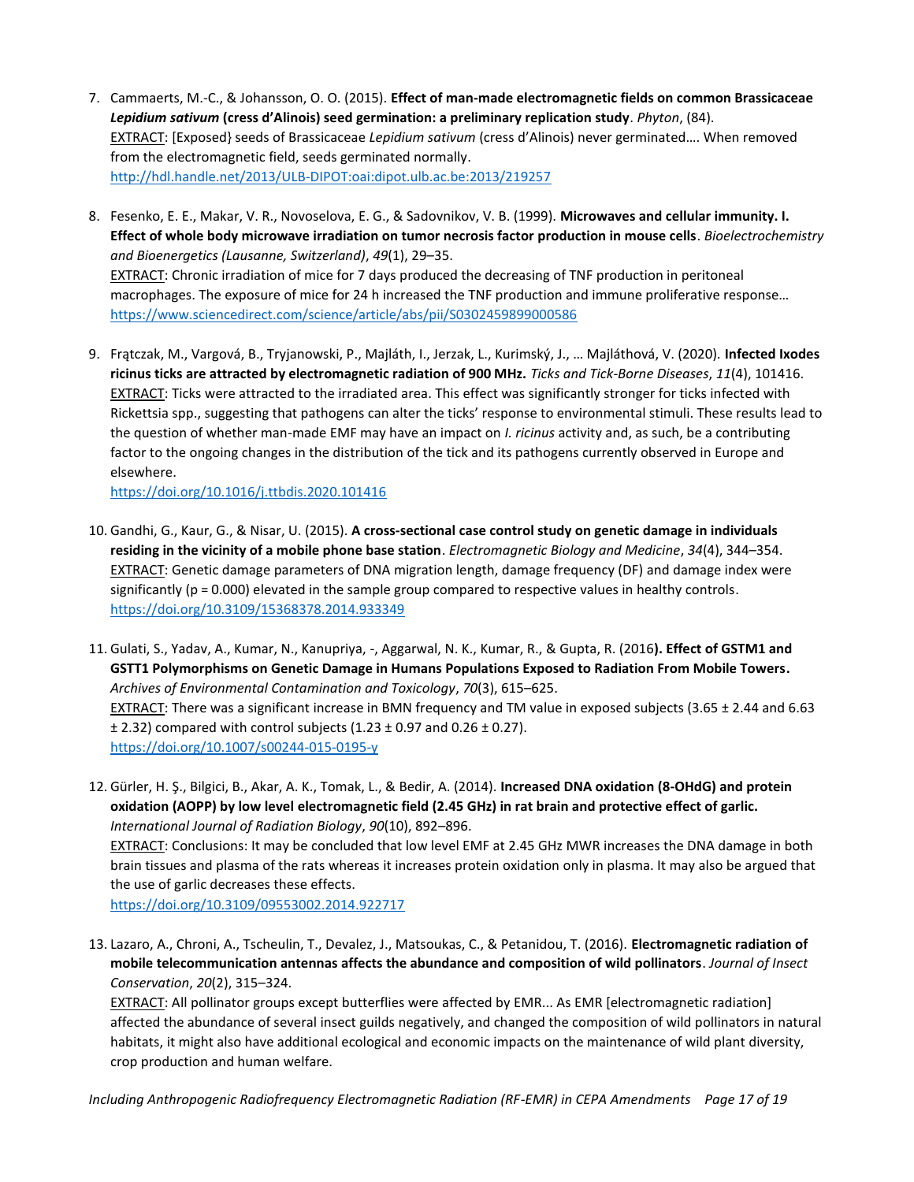7. Cammaerts, M.-C., & Johansson, O. O. (2015). **Effect of man-made electromagnetic fields on common Brassicaceae *Lepidium sativum* (cress d'Alinois) seed germination: a preliminary replication study**. *Phyton*, (84).
   EXTRACT: [Exposed} seeds of Brassicaceae *Lepidium sativum* (cress d'Alinois) never germinated…. When removed from the electromagnetic field, seeds germinated normally.
   http://hdl.handle.net/2013/ULB-DIPOT:oai:dipot.ulb.ac.be:2013/219257

8. Fesenko, E. E., Makar, V. R., Novoselova, E. G., & Sadovnikov, V. B. (1999). **Microwaves and cellular immunity. I. Effect of whole body microwave irradiation on tumor necrosis factor production in mouse cells**. *Bioelectrochemistry and Bioenergetics (Lausanne, Switzerland)*, *49*(1), 29–35.
   EXTRACT: Chronic irradiation of mice for 7 days produced the decreasing of TNF production in peritoneal macrophages. The exposure of mice for 24 h increased the TNF production and immune proliferative response…
   https://www.sciencedirect.com/science/article/abs/pii/S0302459899000586

9. Frątczak, M., Vargová, B., Tryjanowski, P., Majláth, I., Jerzak, L., Kurimský, J., … Majláthová, V. (2020). **Infected Ixodes ricinus ticks are attracted by electromagnetic radiation of 900 MHz.** *Ticks and Tick-Borne Diseases*, *11*(4), 101416.
   EXTRACT: Ticks were attracted to the irradiated area. This effect was significantly stronger for ticks infected with Rickettsia spp., suggesting that pathogens can alter the ticks' response to environmental stimuli. These results lead to the question of whether man-made EMF may have an impact on *I. ricinus* activity and, as such, be a contributing factor to the ongoing changes in the distribution of the tick and its pathogens currently observed in Europe and elsewhere.
   https://doi.org/10.1016/j.ttbdis.2020.101416

10. Gandhi, G., Kaur, G., & Nisar, U. (2015). **A cross-sectional case control study on genetic damage in individuals residing in the vicinity of a mobile phone base station**. *Electromagnetic Biology and Medicine*, *34*(4), 344–354.
    EXTRACT: Genetic damage parameters of DNA migration length, damage frequency (DF) and damage index were significantly (p = 0.000) elevated in the sample group compared to respective values in healthy controls.
    https://doi.org/10.3109/15368378.2014.933349

11. Gulati, S., Yadav, A., Kumar, N., Kanupriya, -, Aggarwal, N. K., Kumar, R., & Gupta, R. (2016**). Effect of GSTM1 and GSTT1 Polymorphisms on Genetic Damage in Humans Populations Exposed to Radiation From Mobile Towers.** *Archives of Environmental Contamination and Toxicology*, *70*(3), 615–625.
    EXTRACT: There was a significant increase in BMN frequency and TM value in exposed subjects (3.65 ± 2.44 and 6.63 ± 2.32) compared with control subjects (1.23 ± 0.97 and 0.26 ± 0.27).
    https://doi.org/10.1007/s00244-015-0195-y

12. Gürler, H. Ş., Bilgici, B., Akar, A. K., Tomak, L., & Bedir, A. (2014). **Increased DNA oxidation (8-OHdG) and protein oxidation (AOPP) by low level electromagnetic field (2.45 GHz) in rat brain and protective effect of garlic.** *International Journal of Radiation Biology*, *90*(10), 892–896.
    EXTRACT: Conclusions: It may be concluded that low level EMF at 2.45 GHz MWR increases the DNA damage in both brain tissues and plasma of the rats whereas it increases protein oxidation only in plasma. It may also be argued that the use of garlic decreases these effects.
    https://doi.org/10.3109/09553002.2014.922717

13. Lazaro, A., Chroni, A., Tscheulin, T., Devalez, J., Matsoukas, C., & Petanidou, T. (2016). **Electromagnetic radiation of mobile telecommunication antennas affects the abundance and composition of wild pollinators**. *Journal of Insect Conservation*, *20*(2), 315–324.
    EXTRACT: All pollinator groups except butterflies were affected by EMR... As EMR [electromagnetic radiation] affected the abundance of several insect guilds negatively, and changed the composition of wild pollinators in natural habitats, it might also have additional ecological and economic impacts on the maintenance of wild plant diversity, crop production and human welfare.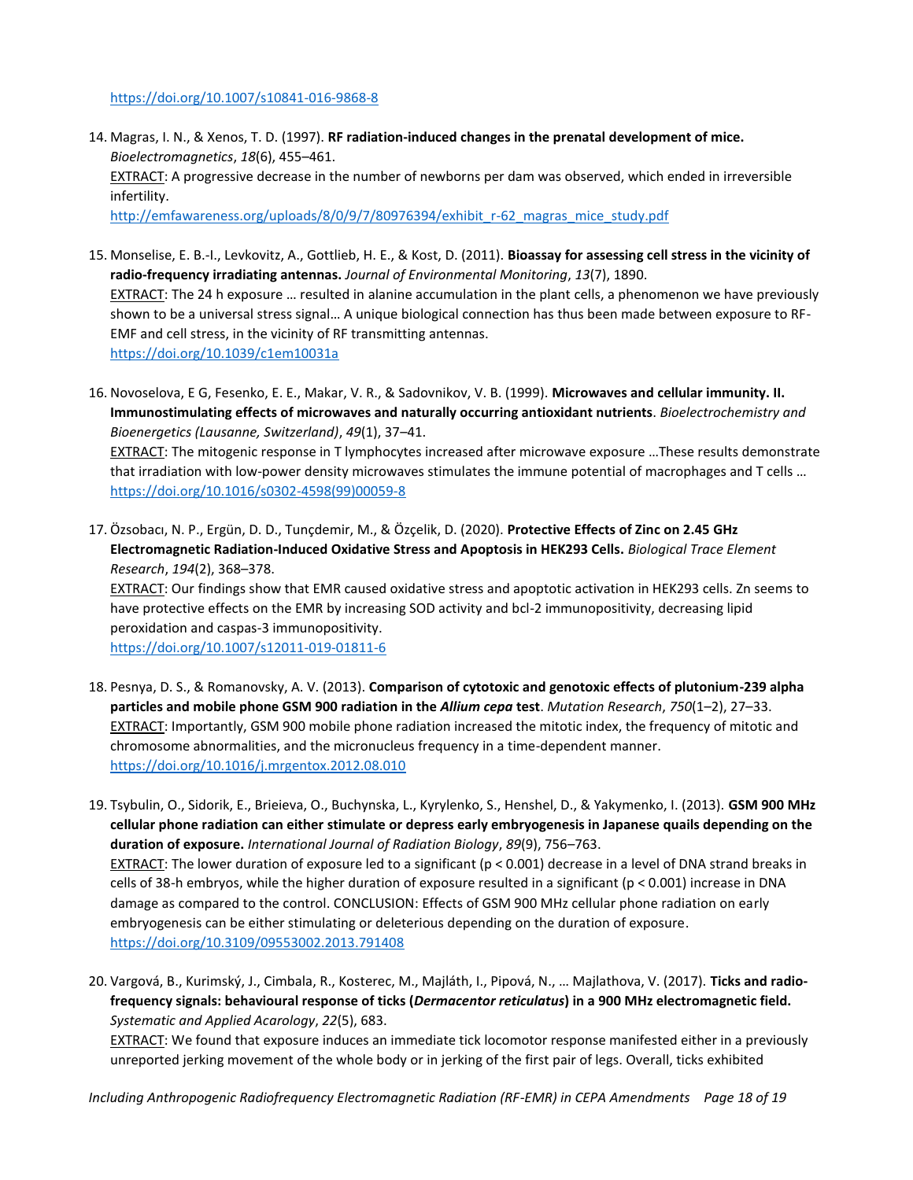https://doi.org/10.1007/s10841-016-9868-8

14. Magras, I. N., & Xenos, T. D. (1997). **RF radiation-induced changes in the prenatal development of mice.** *Bioelectromagnetics*, *18*(6), 455–461.
    EXTRACT: A progressive decrease in the number of newborns per dam was observed, which ended in irreversible infertility.
    http://emfawareness.org/uploads/8/0/9/7/80976394/exhibit_r-62_magras_mice_study.pdf

15. Monselise, E. B.-I., Levkovitz, A., Gottlieb, H. E., & Kost, D. (2011). **Bioassay for assessing cell stress in the vicinity of radio-frequency irradiating antennas.** *Journal of Environmental Monitoring*, *13*(7), 1890.
    EXTRACT: The 24 h exposure … resulted in alanine accumulation in the plant cells, a phenomenon we have previously shown to be a universal stress signal… A unique biological connection has thus been made between exposure to RF-EMF and cell stress, in the vicinity of RF transmitting antennas.
    https://doi.org/10.1039/c1em10031a

16. Novoselova, E G, Fesenko, E. E., Makar, V. R., & Sadovnikov, V. B. (1999). **Microwaves and cellular immunity. II. Immunostimulating effects of microwaves and naturally occurring antioxidant nutrients**. *Bioelectrochemistry and Bioenergetics (Lausanne, Switzerland)*, *49*(1), 37–41.
    EXTRACT: The mitogenic response in T lymphocytes increased after microwave exposure …These results demonstrate that irradiation with low-power density microwaves stimulates the immune potential of macrophages and T cells …
    https://doi.org/10.1016/s0302-4598(99)00059-8

17. Özsobacı, N. P., Ergün, D. D., Tunçdemir, M., & Özçelik, D. (2020). **Protective Effects of Zinc on 2.45 GHz Electromagnetic Radiation-Induced Oxidative Stress and Apoptosis in HEK293 Cells.** *Biological Trace Element Research*, *194*(2), 368–378.
    EXTRACT: Our findings show that EMR caused oxidative stress and apoptotic activation in HEK293 cells. Zn seems to have protective effects on the EMR by increasing SOD activity and bcl-2 immunopositivity, decreasing lipid peroxidation and caspas-3 immunopositivity.
    https://doi.org/10.1007/s12011-019-01811-6

18. Pesnya, D. S., & Romanovsky, A. V. (2013). **Comparison of cytotoxic and genotoxic effects of plutonium-239 alpha particles and mobile phone GSM 900 radiation in the *Allium cepa* test**. *Mutation Research*, *750*(1–2), 27–33.
    EXTRACT: Importantly, GSM 900 mobile phone radiation increased the mitotic index, the frequency of mitotic and chromosome abnormalities, and the micronucleus frequency in a time-dependent manner.
    https://doi.org/10.1016/j.mrgentox.2012.08.010

19. Tsybulin, O., Sidorik, E., Brieieva, O., Buchynska, L., Kyrylenko, S., Henshel, D., & Yakymenko, I. (2013). **GSM 900 MHz cellular phone radiation can either stimulate or depress early embryogenesis in Japanese quails depending on the duration of exposure.** *International Journal of Radiation Biology*, *89*(9), 756–763.
    EXTRACT: The lower duration of exposure led to a significant ($p < 0.001$) decrease in a level of DNA strand breaks in cells of 38-h embryos, while the higher duration of exposure resulted in a significant ($p < 0.001$) increase in DNA damage as compared to the control. CONCLUSION: Effects of GSM 900 MHz cellular phone radiation on early embryogenesis can be either stimulating or deleterious depending on the duration of exposure.
    https://doi.org/10.3109/09553002.2013.791408

20. Vargová, B., Kurimský, J., Cimbala, R., Kosterec, M., Majláth, I., Pipová, N., … Majlathova, V. (2017). **Ticks and radio-frequency signals: behavioural response of ticks (*Dermacentor reticulatus*) in a 900 MHz electromagnetic field.** *Systematic and Applied Acarology*, *22*(5), 683.
    EXTRACT: We found that exposure induces an immediate tick locomotor response manifested either in a previously unreported jerking movement of the whole body or in jerking of the first pair of legs. Overall, ticks exhibited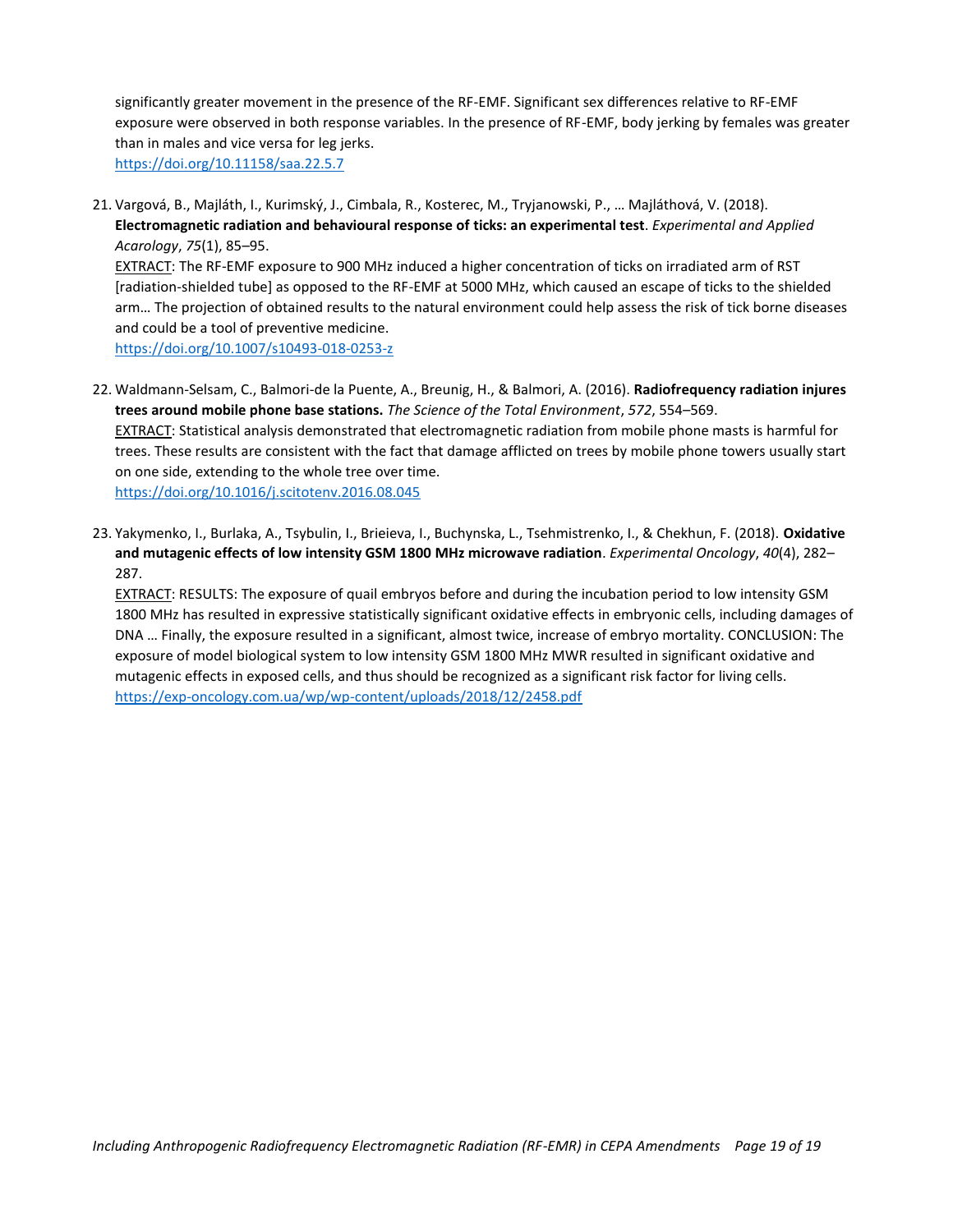significantly greater movement in the presence of the RF-EMF. Significant sex differences relative to RF-EMF exposure were observed in both response variables. In the presence of RF-EMF, body jerking by females was greater than in males and vice versa for leg jerks.
https://doi.org/10.11158/saa.22.5.7

21. Vargová, B., Majláth, I., Kurimský, J., Cimbala, R., Kosterec, M., Tryjanowski, P., … Majláthová, V. (2018). **Electromagnetic radiation and behavioural response of ticks: an experimental test**. *Experimental and Applied Acarology*, *75*(1), 85–95.
EXTRACT: The RF-EMF exposure to 900 MHz induced a higher concentration of ticks on irradiated arm of RST [radiation-shielded tube] as opposed to the RF-EMF at 5000 MHz, which caused an escape of ticks to the shielded arm… The projection of obtained results to the natural environment could help assess the risk of tick borne diseases and could be a tool of preventive medicine.
https://doi.org/10.1007/s10493-018-0253-z

22. Waldmann-Selsam, C., Balmori-de la Puente, A., Breunig, H., & Balmori, A. (2016). **Radiofrequency radiation injures trees around mobile phone base stations.** *The Science of the Total Environment*, *572*, 554–569.
EXTRACT: Statistical analysis demonstrated that electromagnetic radiation from mobile phone masts is harmful for trees. These results are consistent with the fact that damage afflicted on trees by mobile phone towers usually start on one side, extending to the whole tree over time.
https://doi.org/10.1016/j.scitotenv.2016.08.045

23. Yakymenko, I., Burlaka, A., Tsybulin, I., Brieieva, I., Buchynska, L., Tsehmistrenko, I., & Chekhun, F. (2018). **Oxidative and mutagenic effects of low intensity GSM 1800 MHz microwave radiation**. *Experimental Oncology*, *40*(4), 282–287.
EXTRACT: RESULTS: The exposure of quail embryos before and during the incubation period to low intensity GSM 1800 MHz has resulted in expressive statistically significant oxidative effects in embryonic cells, including damages of DNA … Finally, the exposure resulted in a significant, almost twice, increase of embryo mortality. CONCLUSION: The exposure of model biological system to low intensity GSM 1800 MHz MWR resulted in significant oxidative and mutagenic effects in exposed cells, and thus should be recognized as a significant risk factor for living cells.
https://exp-oncology.com.ua/wp/wp-content/uploads/2018/12/2458.pdf